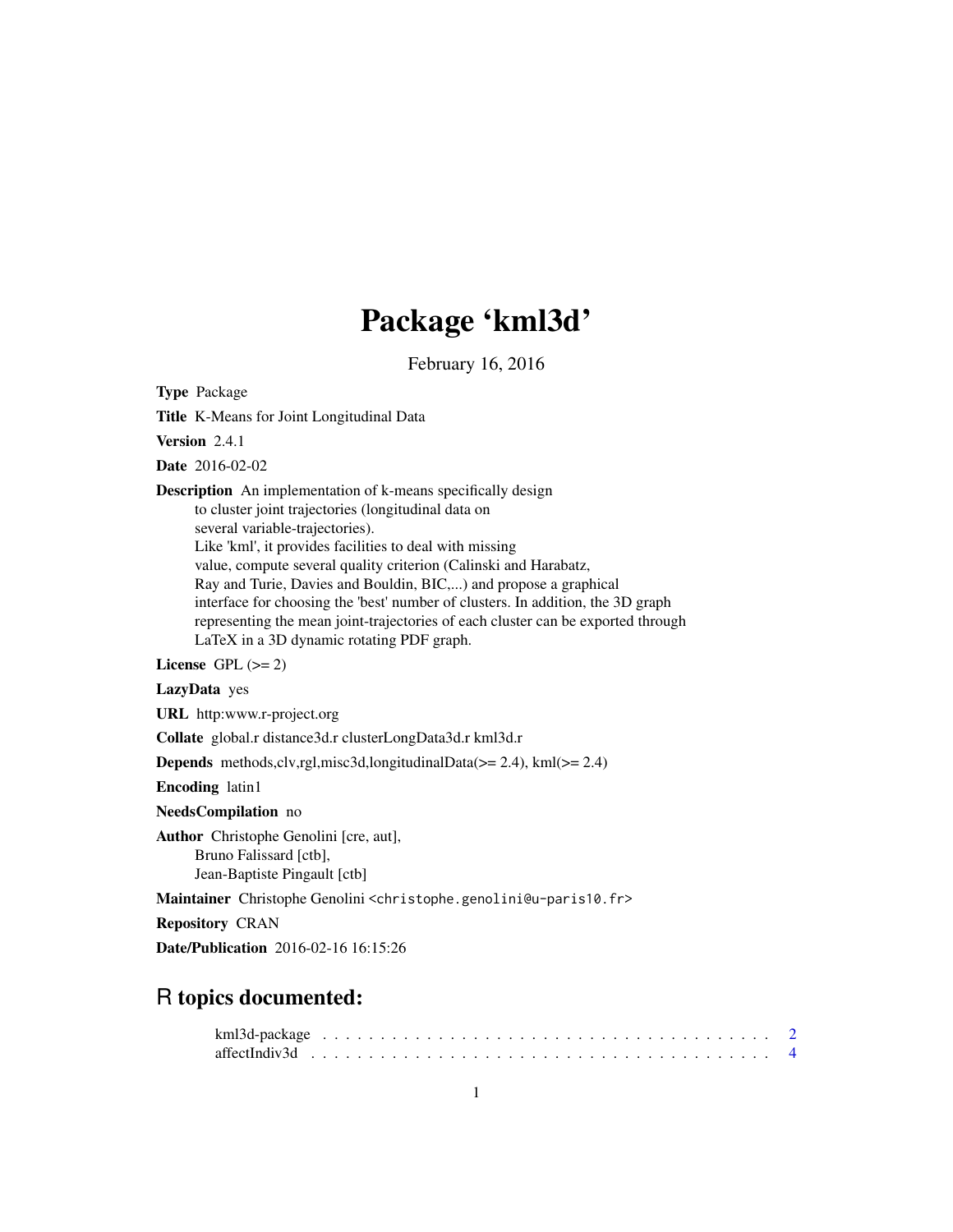# Package 'kml3d'

February 16, 2016

**Type** Package

**Title** K-Means for Joint Longitudinal Data

**Version** 2.4.1

**Date** 2016-02-02

**Description** An implementation of k-means specifically design
to cluster joint trajectories (longitudinal data on
several variable-trajectories).
Like 'kml', it provides facilities to deal with missing
value, compute several quality criterion (Calinski and Harabatz,
Ray and Turie, Davies and Bouldin, BIC,...) and propose a graphical
interface for choosing the 'best' number of clusters. In addition, the 3D graph
representing the mean joint-trajectories of each cluster can be exported through
LaTeX in a 3D dynamic rotating PDF graph.

**License** GPL (>= 2)

**LazyData** yes

**URL** http:www.r-project.org

**Collate** global.r distance3d.r clusterLongData3d.r kml3d.r

**Depends** methods,clv,rgl,misc3d,longitudinalData(>= 2.4), kml(>= 2.4)

**Encoding** latin1

**NeedsCompilation** no

**Author** Christophe Genolini [cre, aut],
Bruno Falissard [ctb],
Jean-Baptiste Pingault [ctb]

**Maintainer** Christophe Genolini <christophe.genolini@u-paris10.fr>

**Repository** CRAN

**Date/Publication** 2016-02-16 16:15:26

## R topics documented:

kml3d-package . . . . . . . . . . . . . . . . . . . . . . . . . . . . . . . . . . . . . . . 2
affectIndiv3d . . . . . . . . . . . . . . . . . . . . . . . . . . . . . . . . . . . . . . . 4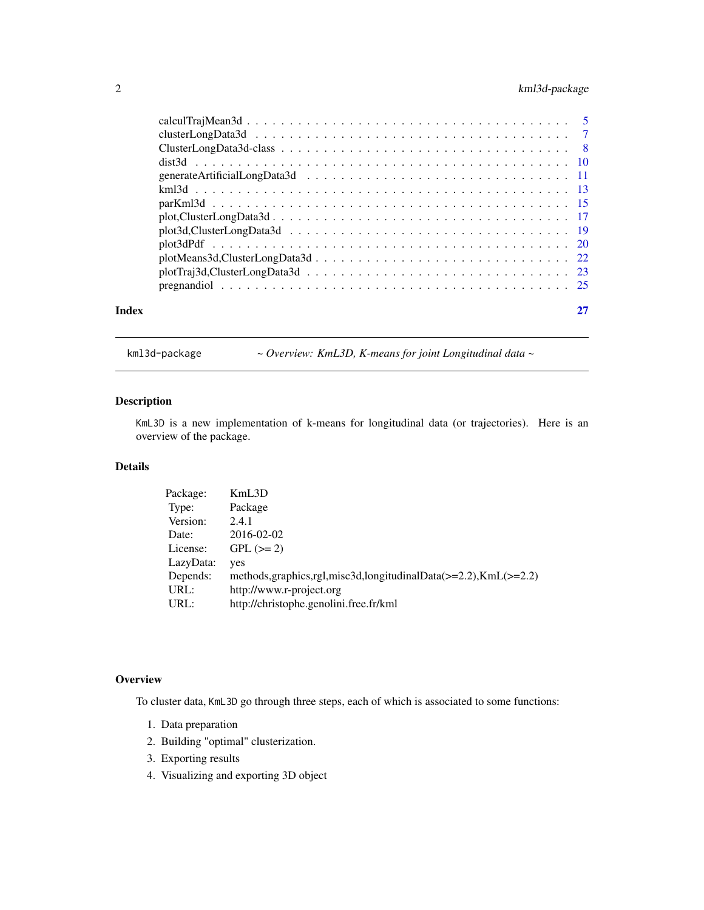calculTrajMean3d . . . . . . . . . . . . . . . . . . . . . . . . . . . . . . . . . . . . . 5
clusterLongData3d . . . . . . . . . . . . . . . . . . . . . . . . . . . . . . . . . . . . . 7
ClusterLongData3d-class . . . . . . . . . . . . . . . . . . . . . . . . . . . . . . . . . 8
dist3d . . . . . . . . . . . . . . . . . . . . . . . . . . . . . . . . . . . . . . . . . . 10
generateArtificialLongData3d . . . . . . . . . . . . . . . . . . . . . . . . . . . . . 11
kml3d . . . . . . . . . . . . . . . . . . . . . . . . . . . . . . . . . . . . . . . . . . 13
parKml3d . . . . . . . . . . . . . . . . . . . . . . . . . . . . . . . . . . . . . . . . 15
plot,ClusterLongData3d . . . . . . . . . . . . . . . . . . . . . . . . . . . . . . . . . 17
plot3d,ClusterLongData3d . . . . . . . . . . . . . . . . . . . . . . . . . . . . . . . 19
plot3dPdf . . . . . . . . . . . . . . . . . . . . . . . . . . . . . . . . . . . . . . . . 20
plotMeans3d,ClusterLongData3d . . . . . . . . . . . . . . . . . . . . . . . . . . . . 22
plotTraj3d,ClusterLongData3d . . . . . . . . . . . . . . . . . . . . . . . . . . . . . 23
pregnandiol . . . . . . . . . . . . . . . . . . . . . . . . . . . . . . . . . . . . . . . 25

**Index** 27

---

`kml3d-package` *~ Overview: KmL3D, K-means for joint Longitudinal data ~*

---

## Description

`KmL3D` is a new implementation of k-means for longitudinal data (or trajectories). Here is an overview of the package.

## Details

| | |
|---|---|
| Package: | KmL3D |
| Type: | Package |
| Version: | 2.4.1 |
| Date: | 2016-02-02 |
| License: | GPL (>= 2) |
| LazyData: | yes |
| Depends: | methods,graphics,rgl,misc3d,longitudinalData(>=2.2),KmL(>=2.2) |
| URL: | http://www.r-project.org |
| URL: | http://christophe.genolini.free.fr/kml |

## Overview

To cluster data, `KmL3D` go through three steps, each of which is associated to some functions:

1. Data preparation
2. Building "optimal" clusterization.
3. Exporting results
4. Visualizing and exporting 3D object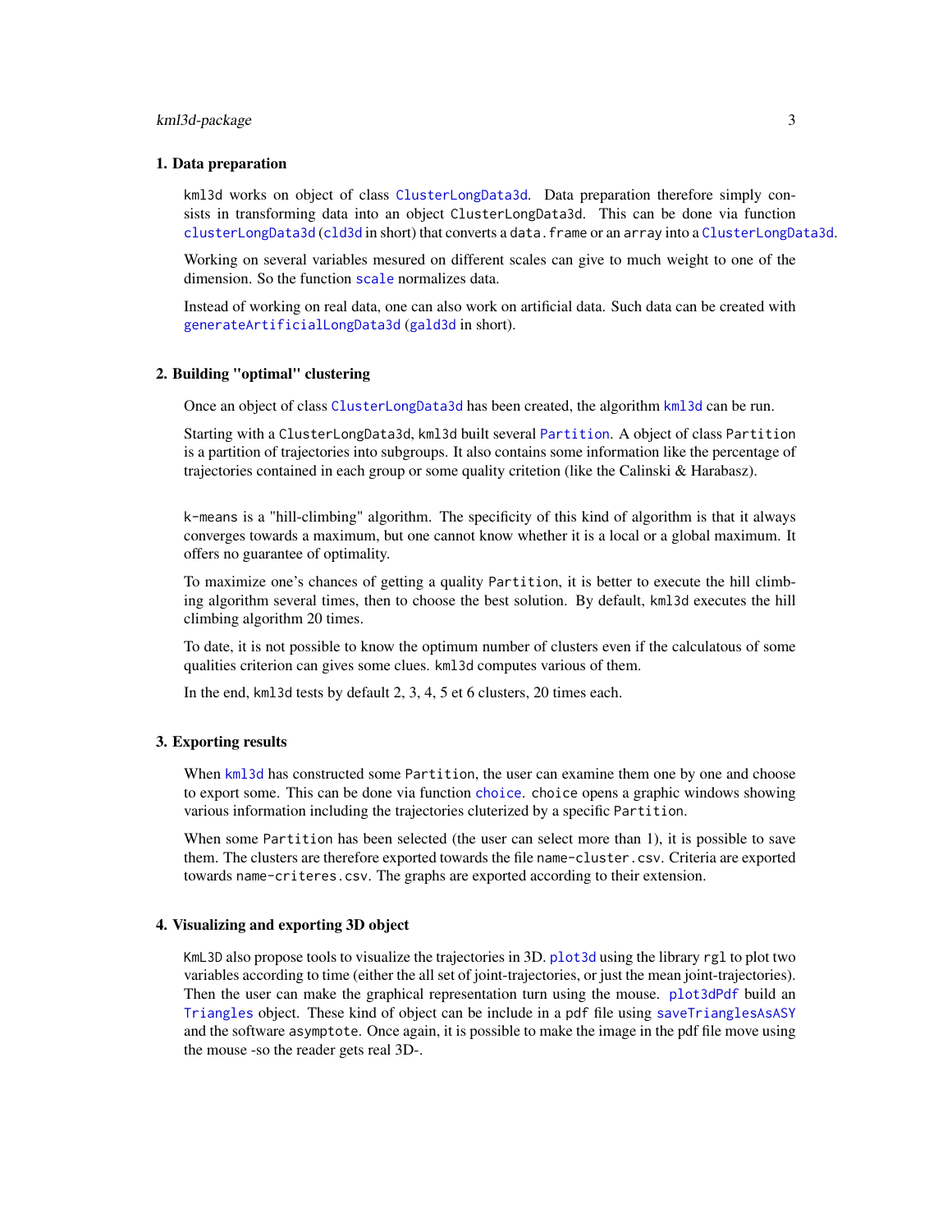### 1. Data preparation

kml3d works on object of class ClusterLongData3d. Data preparation therefore simply consists in transforming data into an object ClusterLongData3d. This can be done via function clusterLongData3d (cld3d in short) that converts a data.frame or an array into a ClusterLongData3d.

Working on several variables mesured on different scales can give to much weight to one of the dimension. So the function scale normalizes data.

Instead of working on real data, one can also work on artificial data. Such data can be created with generateArtificialLongData3d (gald3d in short).

### 2. Building "optimal" clustering

Once an object of class ClusterLongData3d has been created, the algorithm kml3d can be run.

Starting with a ClusterLongData3d, kml3d built several Partition. A object of class Partition is a partition of trajectories into subgroups. It also contains some information like the percentage of trajectories contained in each group or some quality critetion (like the Calinski & Harabasz).

k-means is a "hill-climbing" algorithm. The specificity of this kind of algorithm is that it always converges towards a maximum, but one cannot know whether it is a local or a global maximum. It offers no guarantee of optimality.

To maximize one's chances of getting a quality Partition, it is better to execute the hill climbing algorithm several times, then to choose the best solution. By default, kml3d executes the hill climbing algorithm 20 times.

To date, it is not possible to know the optimum number of clusters even if the calculatous of some qualities criterion can gives some clues. kml3d computes various of them.

In the end, kml3d tests by default 2, 3, 4, 5 et 6 clusters, 20 times each.

### 3. Exporting results

When kml3d has constructed some Partition, the user can examine them one by one and choose to export some. This can be done via function choice. choice opens a graphic windows showing various information including the trajectories cluterized by a specific Partition.

When some Partition has been selected (the user can select more than 1), it is possible to save them. The clusters are therefore exported towards the file name-cluster.csv. Criteria are exported towards name-criteres.csv. The graphs are exported according to their extension.

### 4. Visualizing and exporting 3D object

KmL3D also propose tools to visualize the trajectories in 3D. plot3d using the library rgl to plot two variables according to time (either the all set of joint-trajectories, or just the mean joint-trajectories). Then the user can make the graphical representation turn using the mouse. plot3dPdf build an Triangles object. These kind of object can be include in a pdf file using saveTrianglesAsASY and the software asymptote. Once again, it is possible to make the image in the pdf file move using the mouse -so the reader gets real 3D-.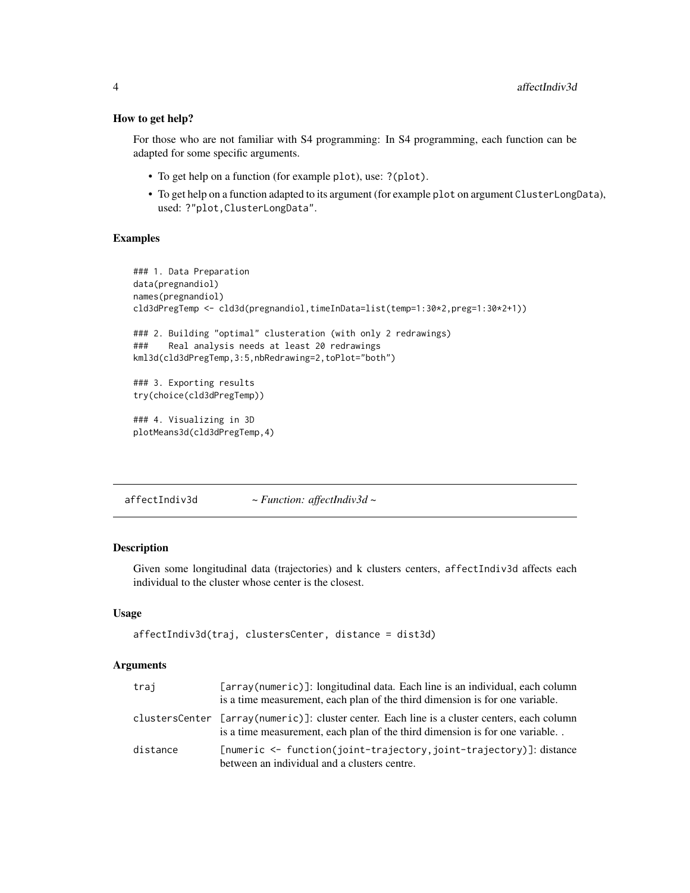### How to get help?

For those who are not familiar with S4 programming: In S4 programming, each function can be adapted for some specific arguments.

- To get help on a function (for example `plot`), use: `?(plot)`.
- To get help on a function adapted to its argument (for example `plot` on argument `ClusterLongData`), used: `?"plot,ClusterLongData"`.

### Examples

```
### 1. Data Preparation
data(pregnandiol)
names(pregnandiol)
cld3dPregTemp <- cld3d(pregnandiol,timeInData=list(temp=1:30*2,preg=1:30*2+1))

### 2. Building "optimal" clusteration (with only 2 redrawings)
###    Real analysis needs at least 20 redrawings
kml3d(cld3dPregTemp,3:5,nbRedrawing=2,toPlot="both")

### 3. Exporting results
try(choice(cld3dPregTemp))

### 4. Visualizing in 3D
plotMeans3d(cld3dPregTemp,4)
```

---

## affectIndiv3d — *~ Function: affectIndiv3d ~*

---

### Description

Given some longitudinal data (trajectories) and k clusters centers, `affectIndiv3d` affects each individual to the cluster whose center is the closest.

### Usage

```
affectIndiv3d(traj, clustersCenter, distance = dist3d)
```

### Arguments

| | |
|---|---|
| `traj` | [array(numeric)]: longitudinal data. Each line is an individual, each column is a time measurement, each plan of the third dimension is for one variable. |
| `clustersCenter` | [array(numeric)]: cluster center. Each line is a cluster centers, each column is a time measurement, each plan of the third dimension is for one variable. . |
| `distance` | [numeric <- function(joint-trajectory,joint-trajectory)]: distance between an individual and a clusters centre. |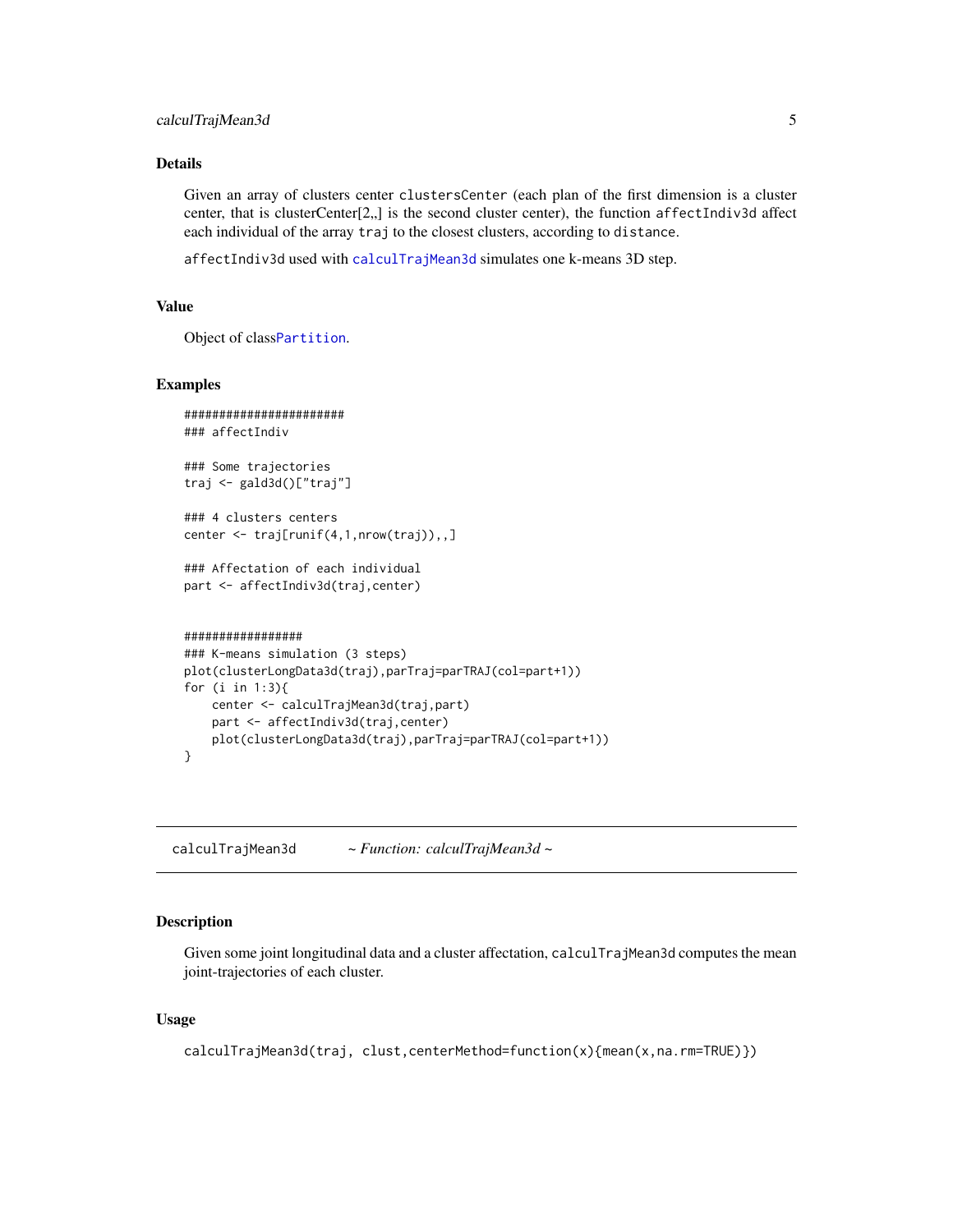## Details

Given an array of clusters center `clustersCenter` (each plan of the first dimension is a cluster center, that is clusterCenter[2,,] is the second cluster center), the function `affectIndiv3d` affect each individual of the array `traj` to the closest clusters, according to `distance`.

`affectIndiv3d` used with `calculTrajMean3d` simulates one k-means 3D step.

## Value

Object of class`Partition`.

## Examples

```
#######################
### affectIndiv

### Some trajectories
traj <- gald3d()["traj"]

### 4 clusters centers
center <- traj[runif(4,1,nrow(traj)),,]

### Affectation of each individual
part <- affectIndiv3d(traj,center)


#################
### K-means simulation (3 steps)
plot(clusterLongData3d(traj),parTraj=parTRAJ(col=part+1))
for (i in 1:3){
    center <- calculTrajMean3d(traj,part)
    part <- affectIndiv3d(traj,center)
    plot(clusterLongData3d(traj),parTraj=parTRAJ(col=part+1))
}
```

---

# calculTrajMean3d *~ Function: calculTrajMean3d ~*

---

## Description

Given some joint longitudinal data and a cluster affectation, `calculTrajMean3d` computes the mean joint-trajectories of each cluster.

## Usage

```
calculTrajMean3d(traj, clust,centerMethod=function(x){mean(x,na.rm=TRUE)})
```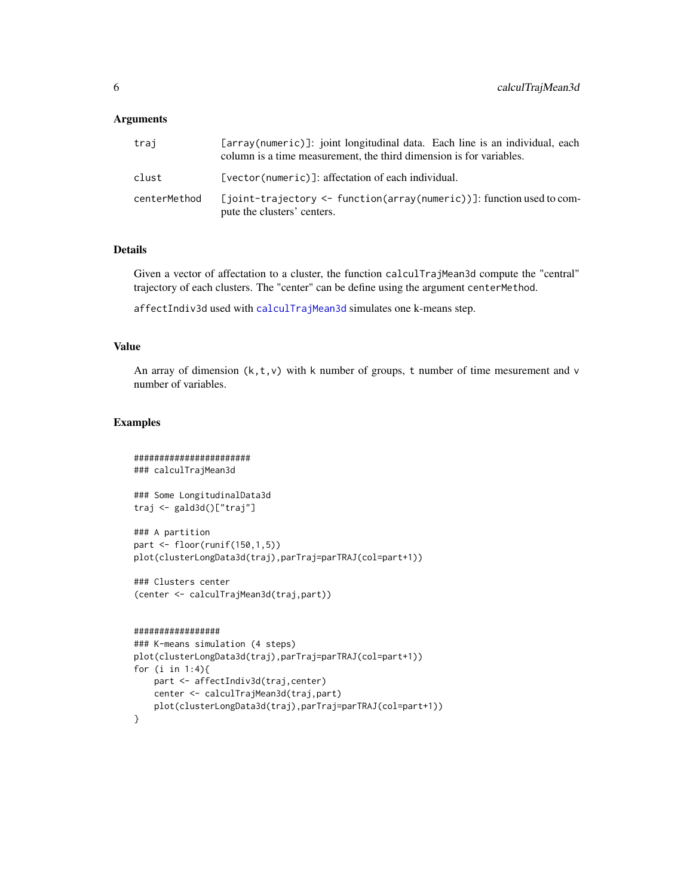## Arguments

| | |
|---|---|
| traj | [array(numeric)]: joint longitudinal data. Each line is an individual, each column is a time measurement, the third dimension is for variables. |
| clust | [vector(numeric)]: affectation of each individual. |
| centerMethod | [joint-trajectory <- function(array(numeric))]: function used to compute the clusters' centers. |

## Details

Given a vector of affectation to a cluster, the function `calculTrajMean3d` compute the "central" trajectory of each clusters. The "center" can be define using the argument `centerMethod`.

`affectIndiv3d` used with `calculTrajMean3d` simulates one k-means step.

## Value

An array of dimension `(k,t,v)` with `k` number of groups, `t` number of time mesurement and `v` number of variables.

## Examples

```
#######################
### calculTrajMean3d

### Some LongitudinalData3d
traj <- gald3d()["traj"]

### A partition
part <- floor(runif(150,1,5))
plot(clusterLongData3d(traj),parTraj=parTRAJ(col=part+1))

### Clusters center
(center <- calculTrajMean3d(traj,part))


#################
### K-means simulation (4 steps)
plot(clusterLongData3d(traj),parTraj=parTRAJ(col=part+1))
for (i in 1:4){
    part <- affectIndiv3d(traj,center)
    center <- calculTrajMean3d(traj,part)
    plot(clusterLongData3d(traj),parTraj=parTRAJ(col=part+1))
}
```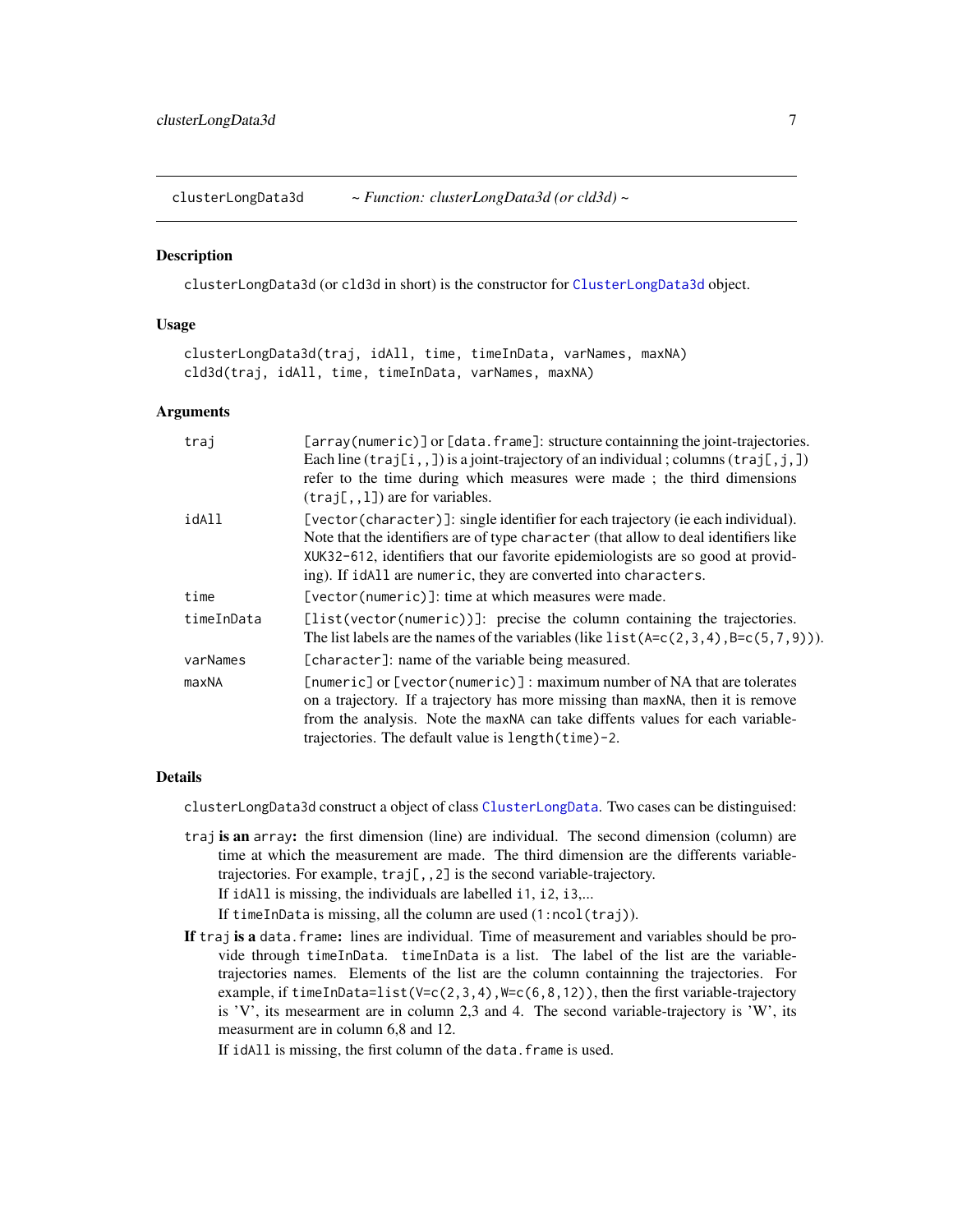clusterLongData3d *~ Function: clusterLongData3d (or cld3d) ~*

## Description

clusterLongData3d (or cld3d in short) is the constructor for ClusterLongData3d object.

## Usage

```
clusterLongData3d(traj, idAll, time, timeInData, varNames, maxNA)
cld3d(traj, idAll, time, timeInData, varNames, maxNA)
```

## Arguments

| | |
|---|---|
| traj | [array(numeric)] or [data.frame]: structure containning the joint-trajectories. Each line (traj[i,,]) is a joint-trajectory of an individual ; columns (traj[,j,]) refer to the time during which measures were made ; the third dimensions (traj[,,l]) are for variables. |
| idAll | [vector(character)]: single identifier for each trajectory (ie each individual). Note that the identifiers are of type character (that allow to deal identifiers like XUK32-612, identifiers that our favorite epidemiologists are so good at providing). If idAll are numeric, they are converted into characters. |
| time | [vector(numeric)]: time at which measures were made. |
| timeInData | [list(vector(numeric))]: precise the column containing the trajectories. The list labels are the names of the variables (like list(A=c(2,3,4),B=c(5,7,9))). |
| varNames | [character]: name of the variable being measured. |
| maxNA | [numeric] or [vector(numeric)] : maximum number of NA that are tolerates on a trajectory. If a trajectory has more missing than maxNA, then it is remove from the analysis. Note the maxNA can take diffents values for each variable-trajectories. The default value is length(time)-2. |

## Details

clusterLongData3d construct a object of class ClusterLongData. Two cases can be distinguised:

traj **is an** array**:** the first dimension (line) are individual. The second dimension (column) are time at which the measurement are made. The third dimension are the differents variable-trajectories. For example, traj[,,2] is the second variable-trajectory.

If idAll is missing, the individuals are labelled i1, i2, i3,...

If timeInData is missing, all the column are used (1:ncol(traj)).

**If** traj **is a** data.frame**:** lines are individual. Time of measurement and variables should be provide through timeInData. timeInData is a list. The label of the list are the variable-trajectories names. Elements of the list are the column containning the trajectories. For example, if timeInData=list(V=c(2,3,4),W=c(6,8,12)), then the first variable-trajectory is 'V', its mesearment are in column 2,3 and 4. The second variable-trajectory is 'W', its measurment are in column 6,8 and 12.

If idAll is missing, the first column of the data.frame is used.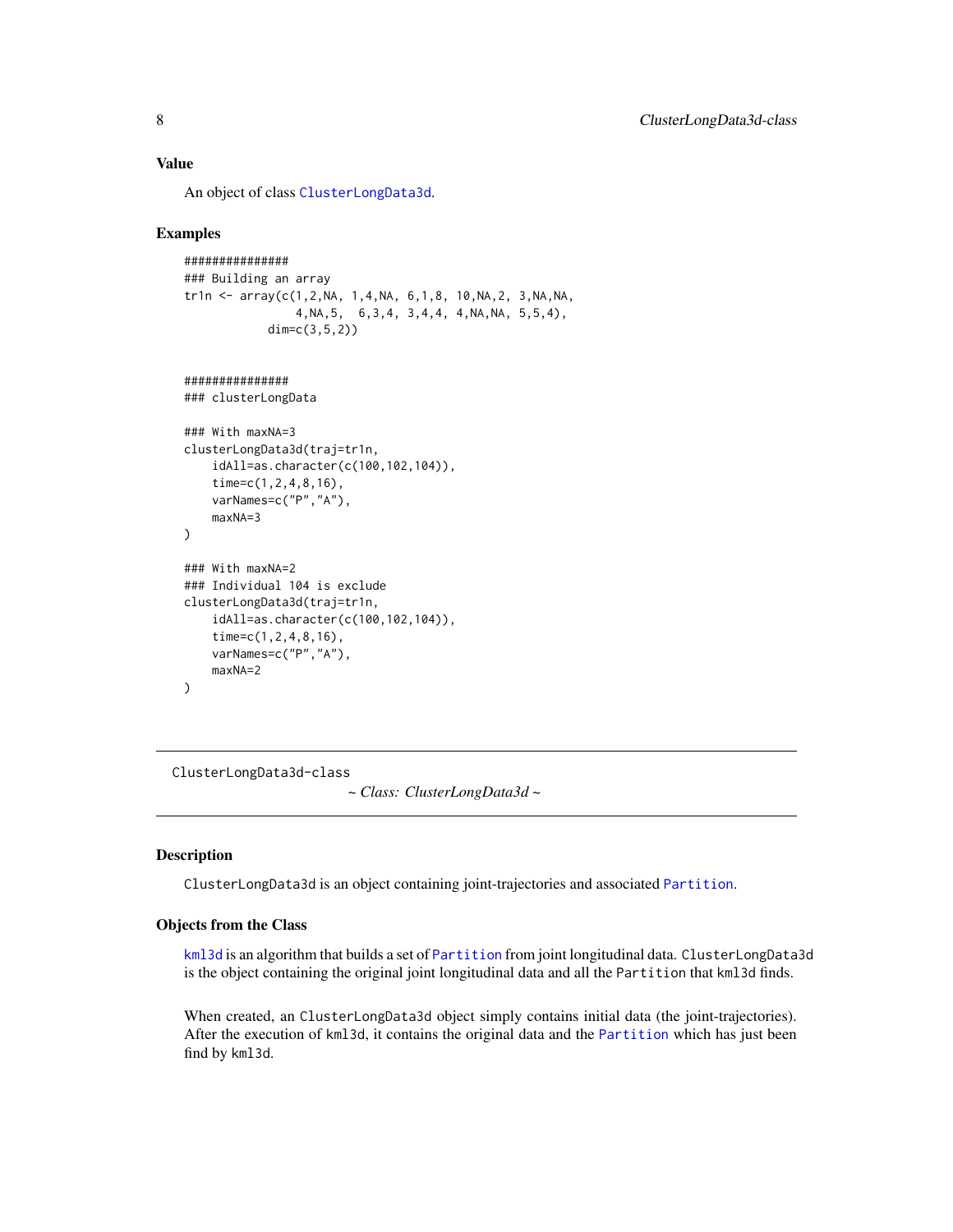## Value

An object of class ClusterLongData3d.

## Examples

```
###############
### Building an array
tr1n <- array(c(1,2,NA, 1,4,NA, 6,1,8, 10,NA,2, 3,NA,NA,
                4,NA,5,  6,3,4, 3,4,4, 4,NA,NA, 5,5,4),
            dim=c(3,5,2))


###############
### clusterLongData

### With maxNA=3
clusterLongData3d(traj=tr1n,
    idAll=as.character(c(100,102,104)),
    time=c(1,2,4,8,16),
    varNames=c("P","A"),
    maxNA=3
)

### With maxNA=2
### Individual 104 is exclude
clusterLongData3d(traj=tr1n,
    idAll=as.character(c(100,102,104)),
    time=c(1,2,4,8,16),
    varNames=c("P","A"),
    maxNA=2
)
```

---

ClusterLongData3d-class

*~ Class: ClusterLongData3d ~*

---

## Description

ClusterLongData3d is an object containing joint-trajectories and associated Partition.

## Objects from the Class

kml3d is an algorithm that builds a set of Partition from joint longitudinal data. ClusterLongData3d is the object containing the original joint longitudinal data and all the Partition that kml3d finds.

When created, an ClusterLongData3d object simply contains initial data (the joint-trajectories). After the execution of kml3d, it contains the original data and the Partition which has just been find by kml3d.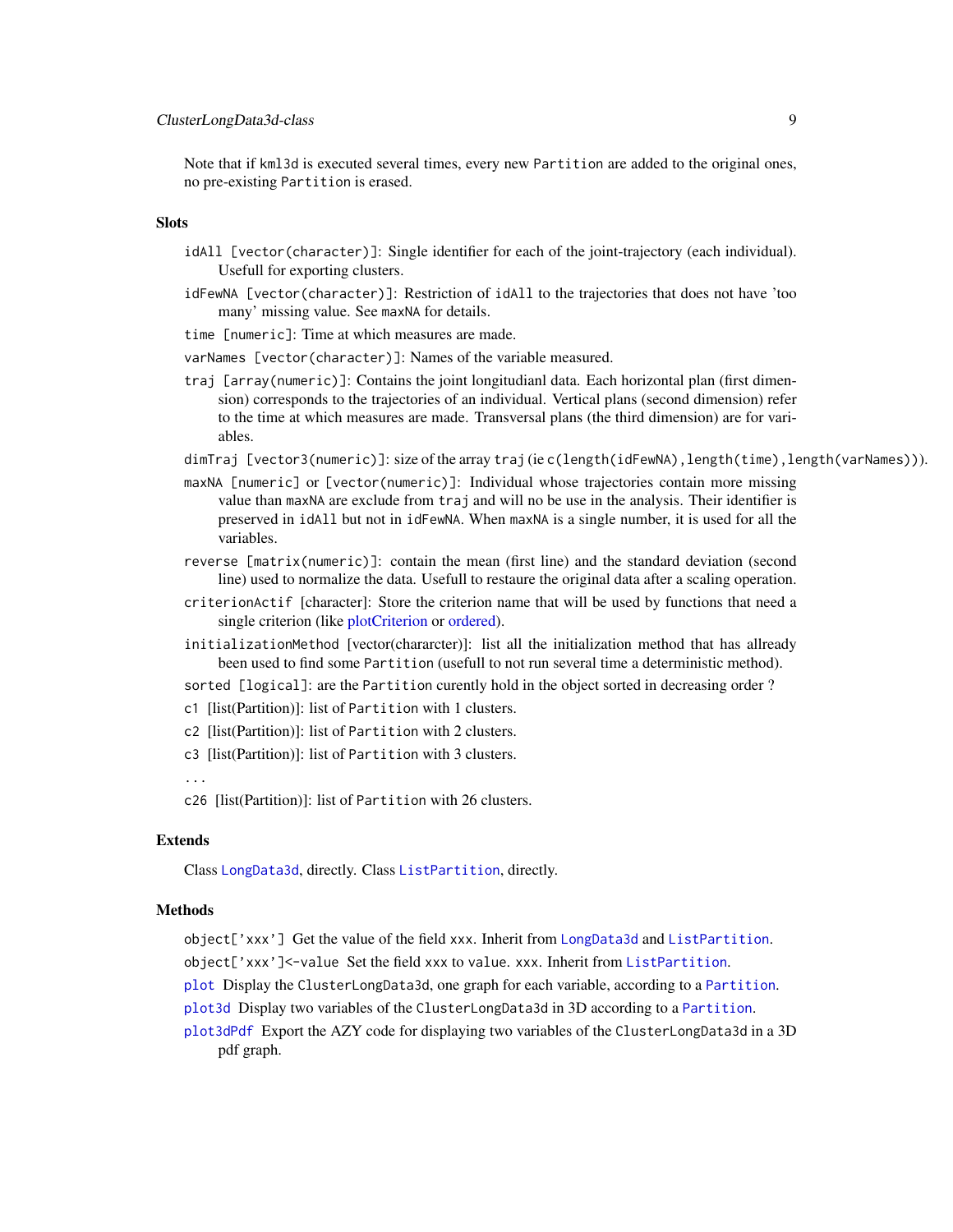Note that if `kml3d` is executed several times, every new `Partition` are added to the original ones, no pre-existing `Partition` is erased.

## Slots

- `idAll [vector(character)]`: Single identifier for each of the joint-trajectory (each individual). Usefull for exporting clusters.
- `idFewNA [vector(character)]`: Restriction of `idAll` to the trajectories that does not have 'too many' missing value. See `maxNA` for details.
- `time [numeric]`: Time at which measures are made.
- `varNames [vector(character)]`: Names of the variable measured.
- `traj [array(numeric)]`: Contains the joint longitudianl data. Each horizontal plan (first dimension) corresponds to the trajectories of an individual. Vertical plans (second dimension) refer to the time at which measures are made. Transversal plans (the third dimension) are for variables.
- `dimTraj [vector3(numeric)]`: size of the array `traj` (ie `c(length(idFewNA),length(time),length(varNames))`).
- `maxNA [numeric]` or `[vector(numeric)]`: Individual whose trajectories contain more missing value than `maxNA` are exclude from `traj` and will no be use in the analysis. Their identifier is preserved in `idAll` but not in `idFewNA`. When `maxNA` is a single number, it is used for all the variables.
- `reverse [matrix(numeric)]`: contain the mean (first line) and the standard deviation (second line) used to normalize the data. Usefull to restaure the original data after a scaling operation.
- `criterionActif [character]`: Store the criterion name that will be used by functions that need a single criterion (like plotCriterion or ordered).
- `initializationMethod [vector(chararcter)]`: list all the initialization method that has allready been used to find some `Partition` (usefull to not run several time a deterministic method).
- `sorted [logical]`: are the `Partition` curently hold in the object sorted in decreasing order ?
- `c1 [list(Partition)]`: list of `Partition` with 1 clusters.
- `c2 [list(Partition)]`: list of `Partition` with 2 clusters.
- `c3 [list(Partition)]`: list of `Partition` with 3 clusters.
- `...`
- `c26 [list(Partition)]`: list of `Partition` with 26 clusters.

## Extends

Class `LongData3d`, directly. Class `ListPartition`, directly.

## Methods

- `object['xxx']` Get the value of the field `xxx`. Inherit from `LongData3d` and `ListPartition`.
- `object['xxx']<-value` Set the field `xxx` to `value`. `xxx`. Inherit from `ListPartition`.
- `plot` Display the `ClusterLongData3d`, one graph for each variable, according to a `Partition`.
- `plot3d` Display two variables of the `ClusterLongData3d` in 3D according to a `Partition`.
- `plot3dPdf` Export the AZY code for displaying two variables of the `ClusterLongData3d` in a 3D pdf graph.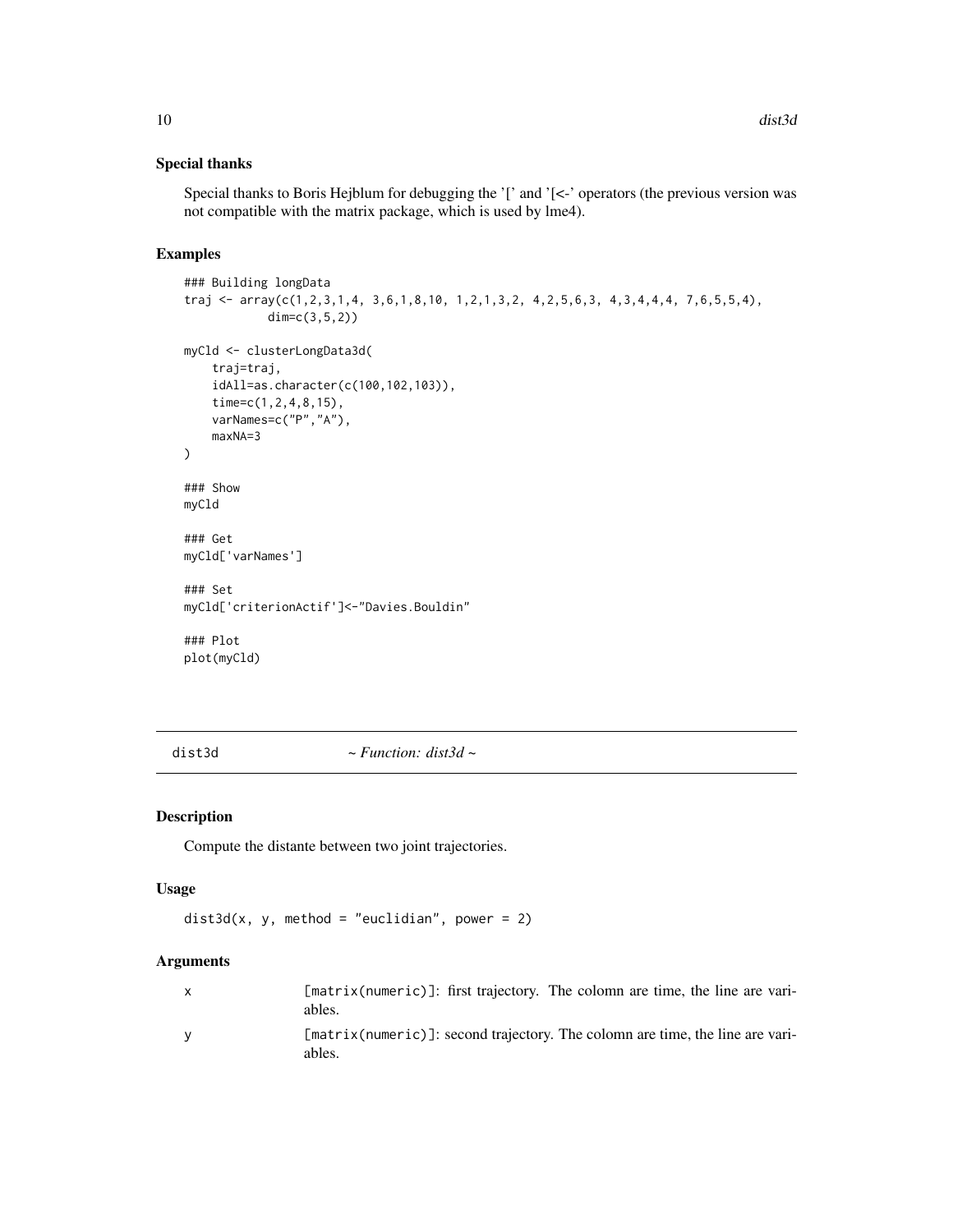### Special thanks

Special thanks to Boris Hejblum for debugging the '[' and '[<-' operators (the previous version was not compatible with the matrix package, which is used by lme4).

### Examples

```
### Building longData
traj <- array(c(1,2,3,1,4, 3,6,1,8,10, 1,2,1,3,2, 4,2,5,6,3, 4,3,4,4,4, 7,6,5,5,4),
          dim=c(3,5,2))

myCld <- clusterLongData3d(
    traj=traj,
    idAll=as.character(c(100,102,103)),
    time=c(1,2,4,8,15),
    varNames=c("P","A"),
    maxNA=3
)

### Show
myCld

### Get
myCld['varNames']

### Set
myCld['criterionActif']<-"Davies.Bouldin"

### Plot
plot(myCld)
```

---

## dist3d *~ Function: dist3d ~*

### Description

Compute the distante between two joint trajectories.

### Usage

```
dist3d(x, y, method = "euclidian", power = 2)
```

### Arguments

| | |
|---|---|
| x | [matrix(numeric)]: first trajectory. The colomn are time, the line are variables. |
| y | [matrix(numeric)]: second trajectory. The colomn are time, the line are variables. |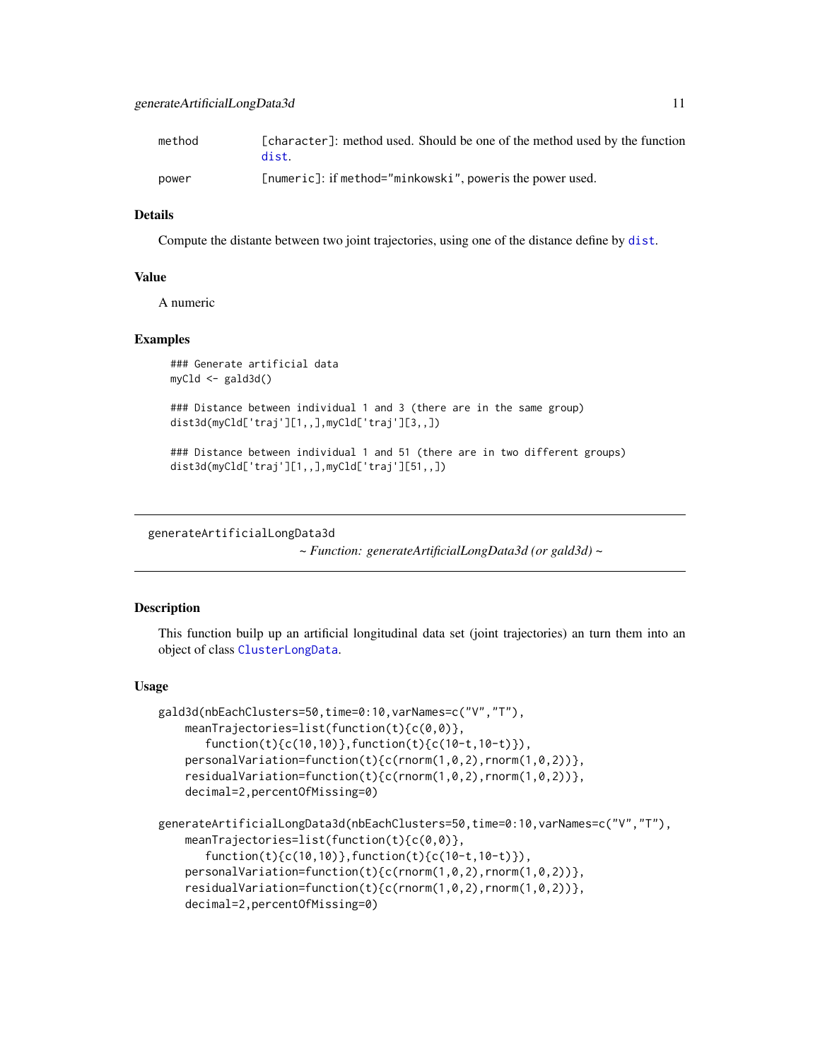| | |
|---|---|
| method | [character]: method used. Should be one of the method used by the function dist. |
| power | [numeric]: if method="minkowski", poweris the power used. |

### Details

Compute the distante between two joint trajectories, using one of the distance define by dist.

### Value

A numeric

### Examples

```
### Generate artificial data
myCld <- gald3d()

### Distance between individual 1 and 3 (there are in the same group)
dist3d(myCld['traj'][1,,],myCld['traj'][3,,])

### Distance between individual 1 and 51 (there are in two different groups)
dist3d(myCld['traj'][1,,],myCld['traj'][51,,])
```

---

## generateArtificialLongData3d

*~ Function: generateArtificialLongData3d (or gald3d) ~*

---

### Description

This function builp up an artificial longitudinal data set (joint trajectories) an turn them into an object of class ClusterLongData.

### Usage

```
gald3d(nbEachClusters=50,time=0:10,varNames=c("V","T"),
    meanTrajectories=list(function(t){c(0,0)},
       function(t){c(10,10)},function(t){c(10-t,10-t)}),
    personalVariation=function(t){c(rnorm(1,0,2),rnorm(1,0,2))},
    residualVariation=function(t){c(rnorm(1,0,2),rnorm(1,0,2))},
    decimal=2,percentOfMissing=0)

generateArtificialLongData3d(nbEachClusters=50,time=0:10,varNames=c("V","T"),
    meanTrajectories=list(function(t){c(0,0)},
       function(t){c(10,10)},function(t){c(10-t,10-t)}),
    personalVariation=function(t){c(rnorm(1,0,2),rnorm(1,0,2))},
    residualVariation=function(t){c(rnorm(1,0,2),rnorm(1,0,2))},
    decimal=2,percentOfMissing=0)
```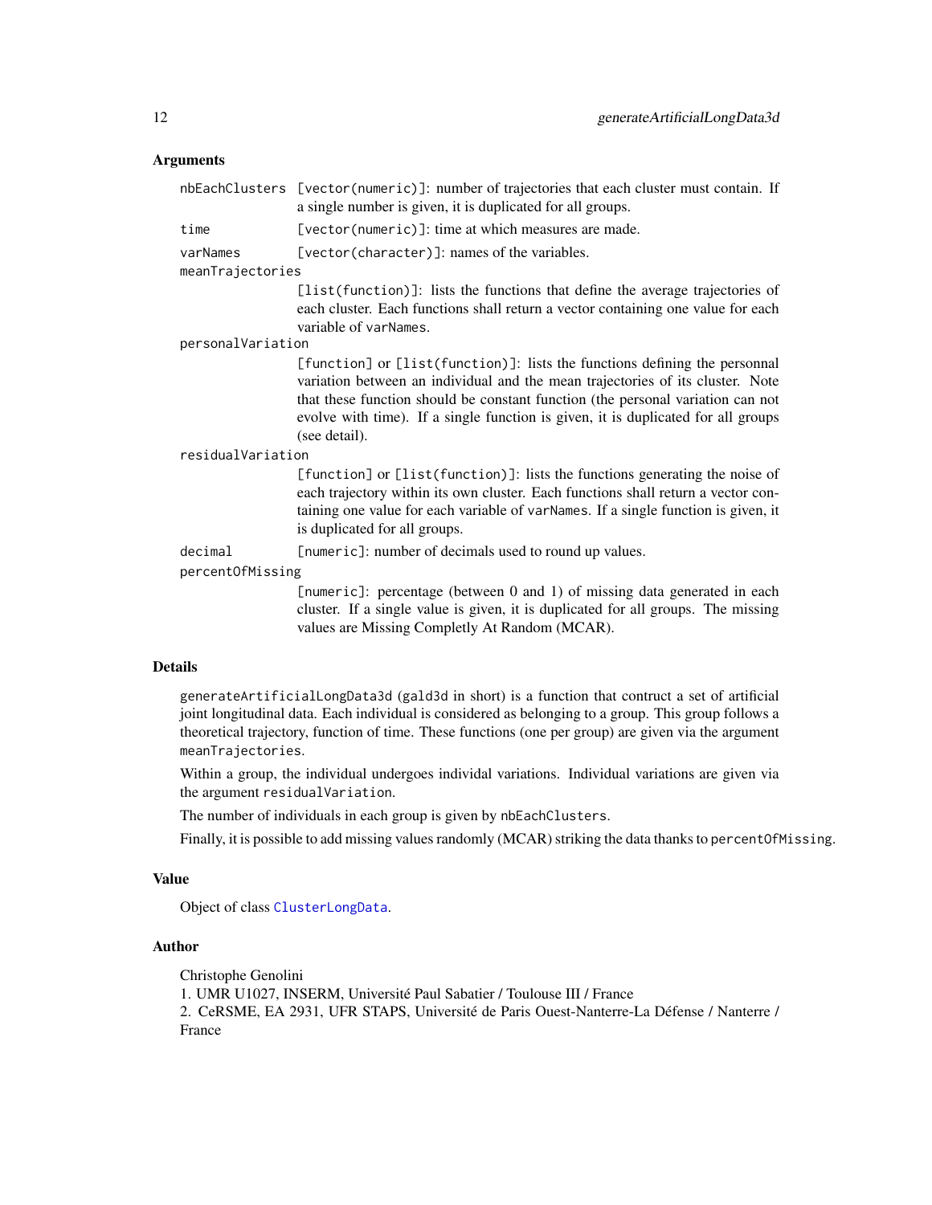## Arguments

nbEachClusters
: [vector(numeric)]: number of trajectories that each cluster must contain. If a single number is given, it is duplicated for all groups.

time
: [vector(numeric)]: time at which measures are made.

varNames
: [vector(character)]: names of the variables.

meanTrajectories
: [list(function)]: lists the functions that define the average trajectories of each cluster. Each functions shall return a vector containing one value for each variable of varNames.

personalVariation
: [function] or [list(function)]: lists the functions defining the personnal variation between an individual and the mean trajectories of its cluster. Note that these function should be constant function (the personal variation can not evolve with time). If a single function is given, it is duplicated for all groups (see detail).

residualVariation
: [function] or [list(function)]: lists the functions generating the noise of each trajectory within its own cluster. Each functions shall return a vector containing one value for each variable of varNames. If a single function is given, it is duplicated for all groups.

decimal
: [numeric]: number of decimals used to round up values.

percentOfMissing
: [numeric]: percentage (between 0 and 1) of missing data generated in each cluster. If a single value is given, it is duplicated for all groups. The missing values are Missing Completly At Random (MCAR).

## Details

generateArtificialLongData3d (gald3d in short) is a function that contruct a set of artificial joint longitudinal data. Each individual is considered as belonging to a group. This group follows a theoretical trajectory, function of time. These functions (one per group) are given via the argument meanTrajectories.

Within a group, the individual undergoes individal variations. Individual variations are given via the argument residualVariation.

The number of individuals in each group is given by nbEachClusters.

Finally, it is possible to add missing values randomly (MCAR) striking the data thanks to percentOfMissing.

## Value

Object of class ClusterLongData.

## Author

Christophe Genolini
1. UMR U1027, INSERM, Université Paul Sabatier / Toulouse III / France
2. CeRSME, EA 2931, UFR STAPS, Université de Paris Ouest-Nanterre-La Défense / Nanterre / France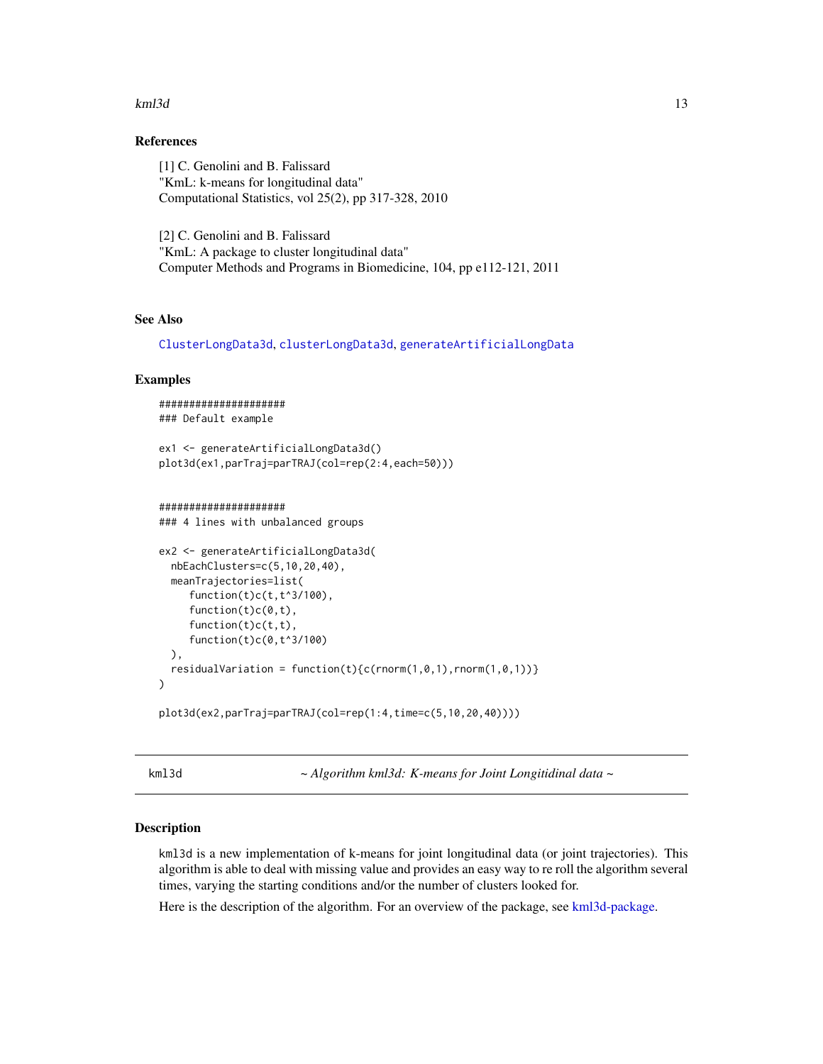### References

[1] C. Genolini and B. Falissard
"KmL: k-means for longitudinal data"
Computational Statistics, vol 25(2), pp 317-328, 2010

[2] C. Genolini and B. Falissard
"KmL: A package to cluster longitudinal data"
Computer Methods and Programs in Biomedicine, 104, pp e112-121, 2011

### See Also

ClusterLongData3d, clusterLongData3d, generateArtificialLongData

### Examples

```
####################
### Default example

ex1 <- generateArtificialLongData3d()
plot3d(ex1,parTraj=parTRAJ(col=rep(2:4,each=50)))


####################
### 4 lines with unbalanced groups

ex2 <- generateArtificialLongData3d(
  nbEachClusters=c(5,10,20,40),
  meanTrajectories=list(
     function(t)c(t,t^3/100),
     function(t)c(0,t),
     function(t)c(t,t),
     function(t)c(0,t^3/100)
  ),
  residualVariation = function(t){c(rnorm(1,0,1),rnorm(1,0,1))}
)

plot3d(ex2,parTraj=parTRAJ(col=rep(1:4,time=c(5,10,20,40))))
```

---

## kml3d — *~ Algorithm kml3d: K-means for Joint Longitidinal data ~*

### Description

kml3d is a new implementation of k-means for joint longitudinal data (or joint trajectories). This algorithm is able to deal with missing value and provides an easy way to re roll the algorithm several times, varying the starting conditions and/or the number of clusters looked for.

Here is the description of the algorithm. For an overview of the package, see kml3d-package.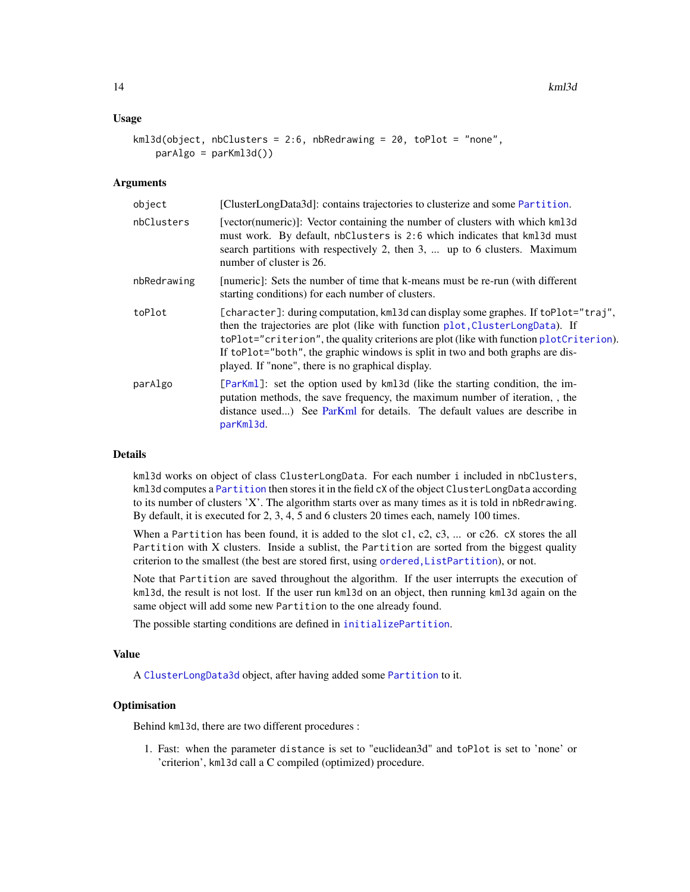### Usage

```
kml3d(object, nbClusters = 2:6, nbRedrawing = 20, toPlot = "none",
    parAlgo = parKml3d())
```

### Arguments

| | |
|---|---|
| object | [ClusterLongData3d]: contains trajectories to clusterize and some Partition. |
| nbClusters | [vector(numeric)]: Vector containing the number of clusters with which kml3d must work. By default, nbClusters is 2:6 which indicates that kml3d must search partitions with respectively 2, then 3, ... up to 6 clusters. Maximum number of cluster is 26. |
| nbRedrawing | [numeric]: Sets the number of time that k-means must be re-run (with different starting conditions) for each number of clusters. |
| toPlot | [character]: during computation, kml3d can display some graphes. If toPlot="traj", then the trajectories are plot (like with function plot,ClusterLongData). If toPlot="criterion", the quality criterions are plot (like with function plotCriterion). If toPlot="both", the graphic windows is split in two and both graphs are displayed. If "none", there is no graphical display. |
| parAlgo | [ParKml]: set the option used by kml3d (like the starting condition, the imputation methods, the save frequency, the maximum number of iteration, , the distance used...) See ParKml for details. The default values are describe in parKml3d. |

### Details

kml3d works on object of class ClusterLongData. For each number i included in nbClusters, kml3d computes a Partition then stores it in the field cX of the object ClusterLongData according to its number of clusters 'X'. The algorithm starts over as many times as it is told in nbRedrawing. By default, it is executed for 2, 3, 4, 5 and 6 clusters 20 times each, namely 100 times.

When a Partition has been found, it is added to the slot c1, c2, c3, ... or c26. cX stores the all Partition with X clusters. Inside a sublist, the Partition are sorted from the biggest quality criterion to the smallest (the best are stored first, using ordered,ListPartition), or not.

Note that Partition are saved throughout the algorithm. If the user interrupts the execution of kml3d, the result is not lost. If the user run kml3d on an object, then running kml3d again on the same object will add some new Partition to the one already found.

The possible starting conditions are defined in initializePartition.

### Value

A ClusterLongData3d object, after having added some Partition to it.

### Optimisation

Behind kml3d, there are two different procedures :

1. Fast: when the parameter distance is set to "euclidean3d" and toPlot is set to 'none' or 'criterion', kml3d call a C compiled (optimized) procedure.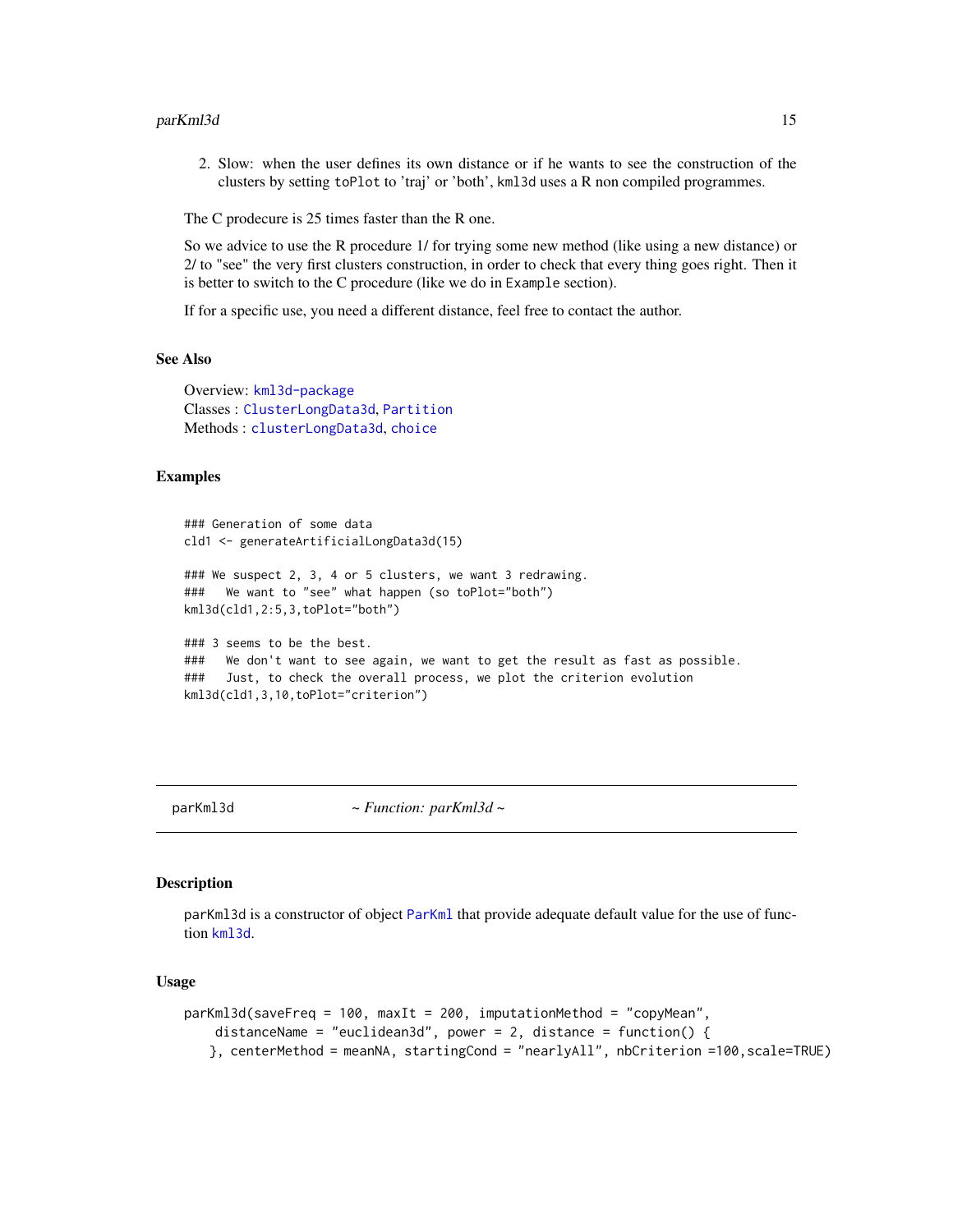2. Slow: when the user defines its own distance or if he wants to see the construction of the clusters by setting `toPlot` to 'traj' or 'both', `kml3d` uses a R non compiled programmes.

The C prodecure is 25 times faster than the R one.

So we advice to use the R procedure 1/ for trying some new method (like using a new distance) or 2/ to "see" the very first clusters construction, in order to check that every thing goes right. Then it is better to switch to the C procedure (like we do in `Example` section).

If for a specific use, you need a different distance, feel free to contact the author.

### See Also

Overview: `kml3d-package`
Classes : `ClusterLongData3d`, `Partition`
Methods : `clusterLongData3d`, `choice`

### Examples

```
### Generation of some data
cld1 <- generateArtificialLongData3d(15)

### We suspect 2, 3, 4 or 5 clusters, we want 3 redrawing.
###   We want to "see" what happen (so toPlot="both")
kml3d(cld1,2:5,3,toPlot="both")

### 3 seems to be the best.
###   We don't want to see again, we want to get the result as fast as possible.
###   Just, to check the overall process, we plot the criterion evolution
kml3d(cld1,3,10,toPlot="criterion")
```

---

## parKml3d — *~ Function: parKml3d ~*

### Description

`parKml3d` is a constructor of object `ParKml` that provide adequate default value for the use of function `kml3d`.

### Usage

```
parKml3d(saveFreq = 100, maxIt = 200, imputationMethod = "copyMean",
    distanceName = "euclidean3d", power = 2, distance = function() {
   }, centerMethod = meanNA, startingCond = "nearlyAll", nbCriterion =100,scale=TRUE)
```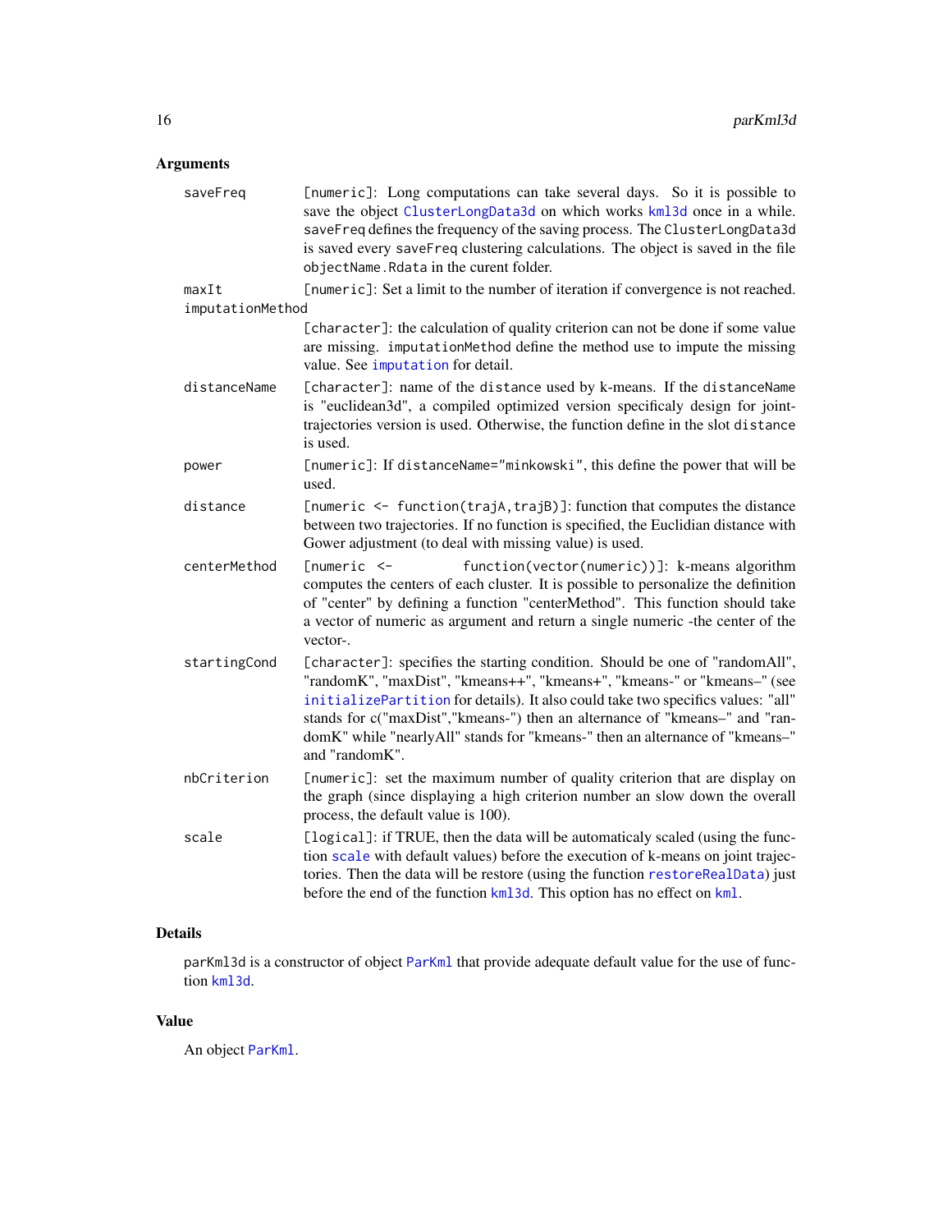### Arguments

- **saveFreq**: [numeric]: Long computations can take several days. So it is possible to save the object ClusterLongData3d on which works kml3d once in a while. saveFreq defines the frequency of the saving process. The ClusterLongData3d is saved every saveFreq clustering calculations. The object is saved in the file objectName.Rdata in the curent folder.
- **maxIt**: [numeric]: Set a limit to the number of iteration if convergence is not reached.
- **imputationMethod**: [character]: the calculation of quality criterion can not be done if some value are missing. imputationMethod define the method use to impute the missing value. See imputation for detail.
- **distanceName**: [character]: name of the distance used by k-means. If the distanceName is "euclidean3d", a compiled optimized version specificaly design for joint-trajectories version is used. Otherwise, the function define in the slot distance is used.
- **power**: [numeric]: If distanceName="minkowski", this define the power that will be used.
- **distance**: [numeric <- function(trajA,trajB)]: function that computes the distance between two trajectories. If no function is specified, the Euclidian distance with Gower adjustment (to deal with missing value) is used.
- **centerMethod**: [numeric <- function(vector(numeric))]: k-means algorithm computes the centers of each cluster. It is possible to personalize the definition of "center" by defining a function "centerMethod". This function should take a vector of numeric as argument and return a single numeric -the center of the vector-.
- **startingCond**: [character]: specifies the starting condition. Should be one of "randomAll", "randomK", "maxDist", "kmeans++", "kmeans+", "kmeans-" or "kmeans–" (see initializePartition for details). It also could take two specifics values: "all" stands for c("maxDist","kmeans-") then an alternance of "kmeans–" and "randomK" while "nearlyAll" stands for "kmeans-" then an alternance of "kmeans–" and "randomK".
- **nbCriterion**: [numeric]: set the maximum number of quality criterion that are display on the graph (since displaying a high criterion number an slow down the overall process, the default value is 100).
- **scale**: [logical]: if TRUE, then the data will be automaticaly scaled (using the function scale with default values) before the execution of k-means on joint trajectories. Then the data will be restore (using the function restoreRealData) just before the end of the function kml3d. This option has no effect on kml.

### Details

parKml3d is a constructor of object ParKml that provide adequate default value for the use of function kml3d.

### Value

An object ParKml.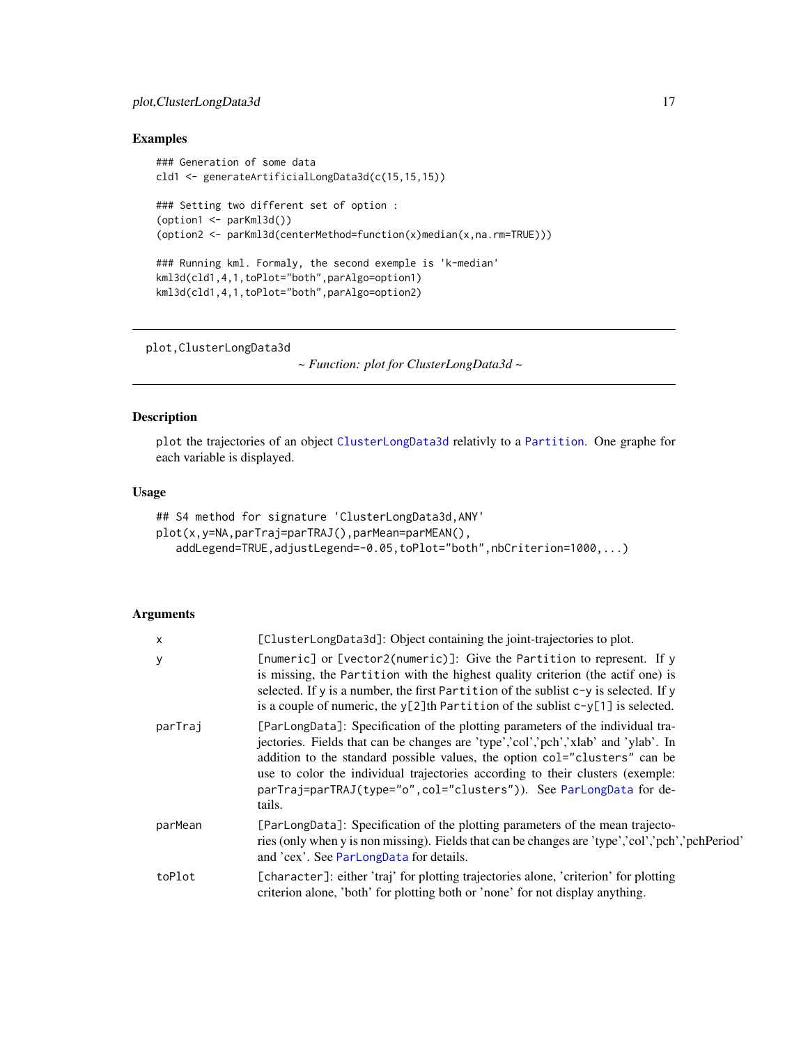## Examples

```
### Generation of some data
cld1 <- generateArtificialLongData3d(c(15,15,15))

### Setting two different set of option :
(option1 <- parKml3d())
(option2 <- parKml3d(centerMethod=function(x)median(x,na.rm=TRUE)))

### Running kml. Formaly, the second exemple is 'k-median'
kml3d(cld1,4,1,toPlot="both",parAlgo=option1)
kml3d(cld1,4,1,toPlot="both",parAlgo=option2)
```

---

# plot,ClusterLongData3d

*~ Function: plot for ClusterLongData3d ~*

---

## Description

`plot` the trajectories of an object `ClusterLongData3d` relativly to a `Partition`. One graphe for each variable is displayed.

## Usage

```
## S4 method for signature 'ClusterLongData3d,ANY'
plot(x,y=NA,parTraj=parTRAJ(),parMean=parMEAN(),
   addLegend=TRUE,adjustLegend=-0.05,toPlot="both",nbCriterion=1000,...)
```

## Arguments

- `x` — `[ClusterLongData3d]`: Object containing the joint-trajectories to plot.
- `y` — `[numeric]` or `[vector2(numeric)]`: Give the `Partition` to represent. If `y` is missing, the `Partition` with the highest quality criterion (the actif one) is selected. If `y` is a number, the first `Partition` of the sublist `c-y` is selected. If `y` is a couple of numeric, the `y[2]`th `Partition` of the sublist `c-y[1]` is selected.
- `parTraj` — `[ParLongData]`: Specification of the plotting parameters of the individual trajectories. Fields that can be changes are 'type','col','pch','xlab' and 'ylab'. In addition to the standard possible values, the option `col="clusters"` can be use to color the individual trajectories according to their clusters (exemple: `parTraj=parTRAJ(type="o",col="clusters")`). See `ParLongData` for details.
- `parMean` — `[ParLongData]`: Specification of the plotting parameters of the mean trajectories (only when y is non missing). Fields that can be changes are 'type','col','pch','pchPeriod' and 'cex'. See `ParLongData` for details.
- `toPlot` — `[character]`: either 'traj' for plotting trajectories alone, 'criterion' for plotting criterion alone, 'both' for plotting both or 'none' for not display anything.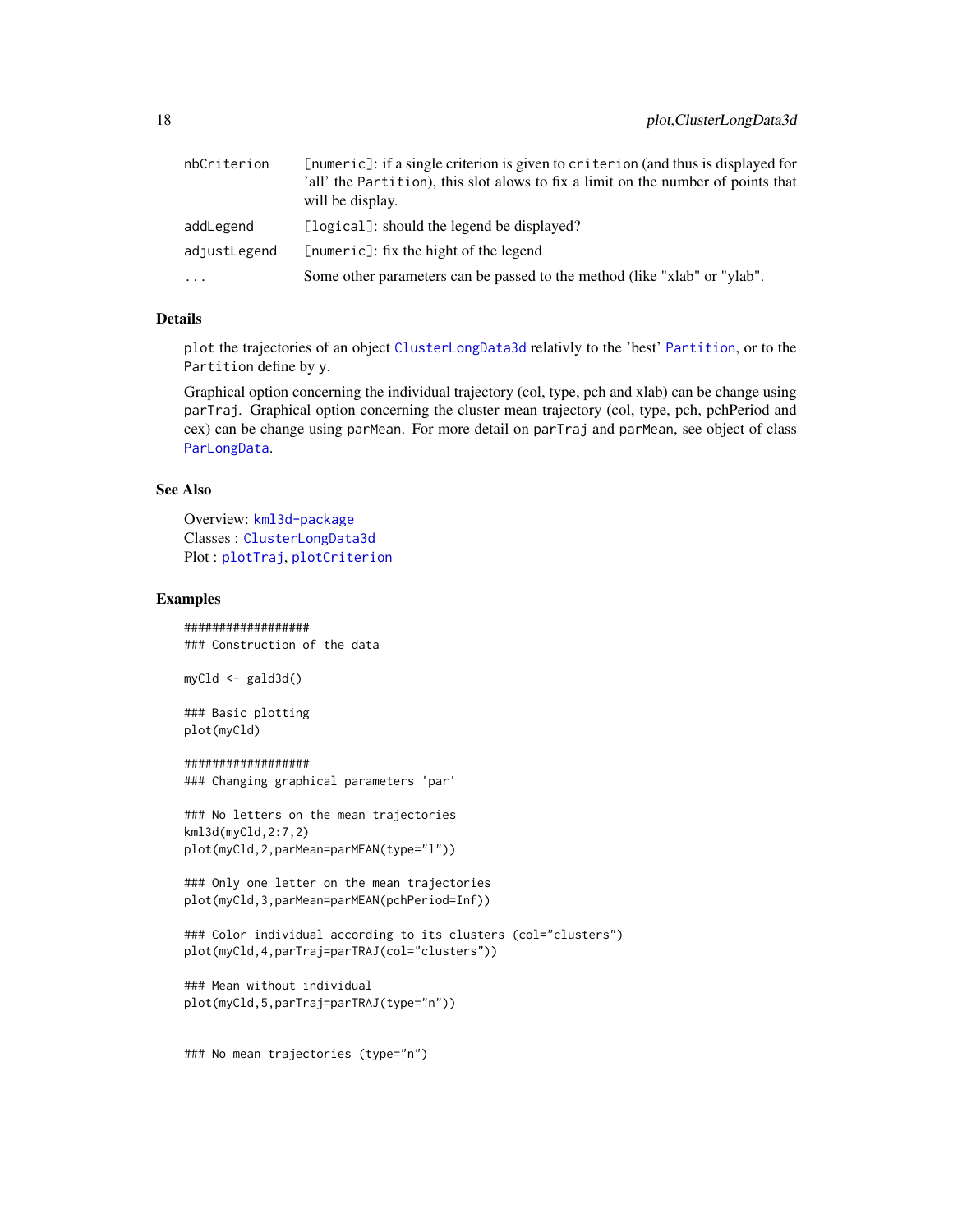nbCriterion [numeric]: if a single criterion is given to criterion (and thus is displayed for 'all' the Partition), this slot alows to fix a limit on the number of points that will be display.

addLegend [logical]: should the legend be displayed?

adjustLegend [numeric]: fix the hight of the legend

... Some other parameters can be passed to the method (like "xlab" or "ylab".

## Details

plot the trajectories of an object ClusterLongData3d relativly to the 'best' Partition, or to the Partition define by y.

Graphical option concerning the individual trajectory (col, type, pch and xlab) can be change using parTraj. Graphical option concerning the cluster mean trajectory (col, type, pch, pchPeriod and cex) can be change using parMean. For more detail on parTraj and parMean, see object of class ParLongData.

## See Also

Overview: kml3d-package
Classes : ClusterLongData3d
Plot : plotTraj, plotCriterion

## Examples

```
##################
### Construction of the data

myCld <- gald3d()

### Basic plotting
plot(myCld)

##################
### Changing graphical parameters 'par'

### No letters on the mean trajectories
kml3d(myCld,2:7,2)
plot(myCld,2,parMean=parMEAN(type="l"))

### Only one letter on the mean trajectories
plot(myCld,3,parMean=parMEAN(pchPeriod=Inf))

### Color individual according to its clusters (col="clusters")
plot(myCld,4,parTraj=parTRAJ(col="clusters"))

### Mean without individual
plot(myCld,5,parTraj=parTRAJ(type="n"))


### No mean trajectories (type="n")
```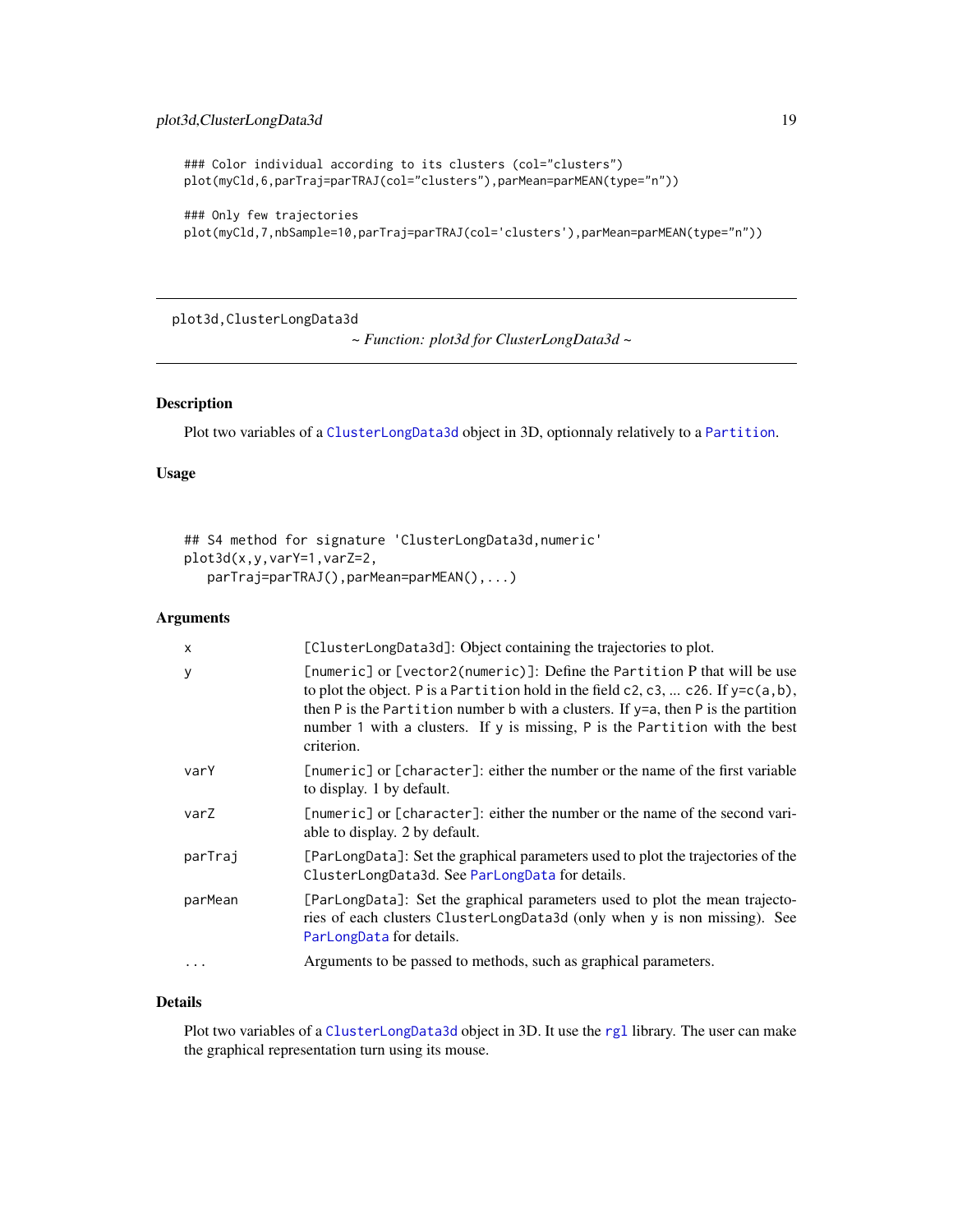```
### Color individual according to its clusters (col="clusters")
plot(myCld,6,parTraj=parTRAJ(col="clusters"),parMean=parMEAN(type="n"))

### Only few trajectories
plot(myCld,7,nbSample=10,parTraj=parTRAJ(col='clusters'),parMean=parMEAN(type="n"))
```

---

## plot3d,ClusterLongData3d

*~ Function: plot3d for ClusterLongData3d ~*

---

### Description

Plot two variables of a ClusterLongData3d object in 3D, optionnaly relatively to a Partition.

### Usage

```
## S4 method for signature 'ClusterLongData3d,numeric'
plot3d(x,y,varY=1,varZ=2,
   parTraj=parTRAJ(),parMean=parMEAN(),...)
```

### Arguments

| | |
|---|---|
| x | [ClusterLongData3d]: Object containing the trajectories to plot. |
| y | [numeric] or [vector2(numeric)]: Define the Partition P that will be use to plot the object. P is a Partition hold in the field c2, c3, ... c26. If y=c(a,b), then P is the Partition number b with a clusters. If y=a, then P is the partition number 1 with a clusters. If y is missing, P is the Partition with the best criterion. |
| varY | [numeric] or [character]: either the number or the name of the first variable to display. 1 by default. |
| varZ | [numeric] or [character]: either the number or the name of the second variable to display. 2 by default. |
| parTraj | [ParLongData]: Set the graphical parameters used to plot the trajectories of the ClusterLongData3d. See ParLongData for details. |
| parMean | [ParLongData]: Set the graphical parameters used to plot the mean trajectories of each clusters ClusterLongData3d (only when y is non missing). See ParLongData for details. |
| ... | Arguments to be passed to methods, such as graphical parameters. |

### Details

Plot two variables of a ClusterLongData3d object in 3D. It use the rgl library. The user can make the graphical representation turn using its mouse.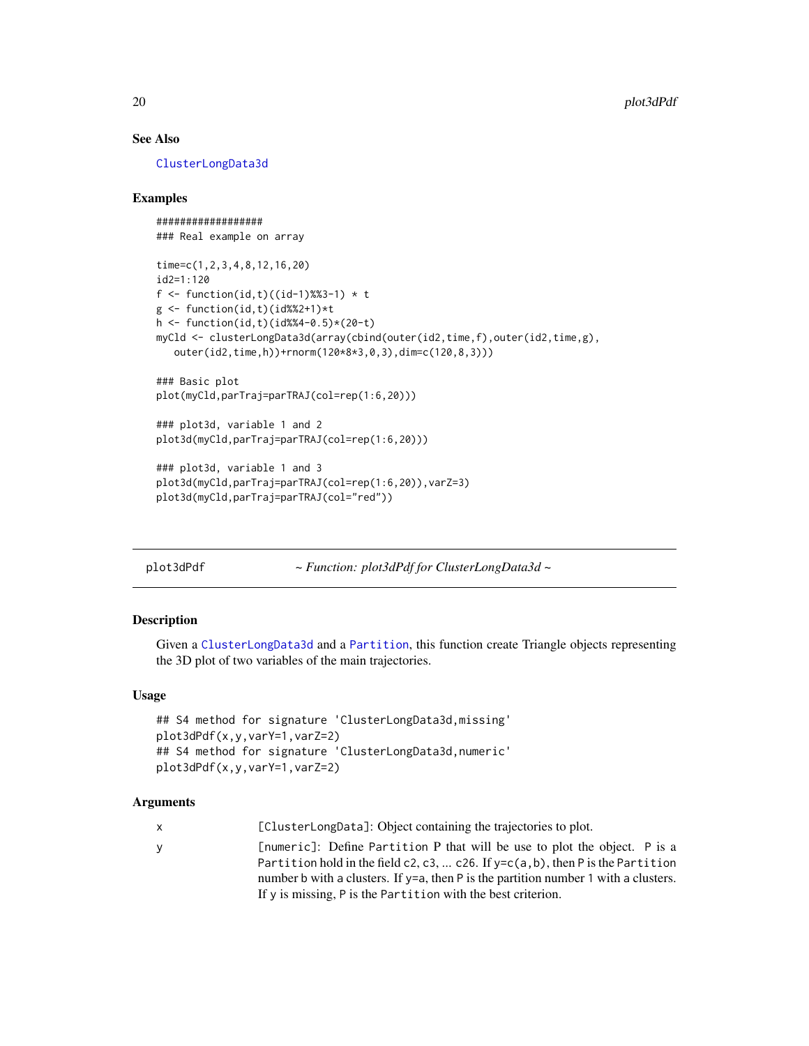## See Also

ClusterLongData3d

## Examples

```
##################
### Real example on array

time=c(1,2,3,4,8,12,16,20)
id2=1:120
f <- function(id,t)((id-1)%%3-1) * t
g <- function(id,t)(id%%2+1)*t
h <- function(id,t)(id%%4-0.5)*(20-t)
myCld <- clusterLongData3d(array(cbind(outer(id2,time,f),outer(id2,time,g),
   outer(id2,time,h))+rnorm(120*8*3,0,3),dim=c(120,8,3)))

### Basic plot
plot(myCld,parTraj=parTRAJ(col=rep(1:6,20)))

### plot3d, variable 1 and 2
plot3d(myCld,parTraj=parTRAJ(col=rep(1:6,20)))

### plot3d, variable 1 and 3
plot3d(myCld,parTraj=parTRAJ(col=rep(1:6,20)),varZ=3)
plot3d(myCld,parTraj=parTRAJ(col="red"))
```

---

# plot3dPdf    *~ Function: plot3dPdf for ClusterLongData3d ~*

---

## Description

Given a ClusterLongData3d and a Partition, this function create Triangle objects representing the 3D plot of two variables of the main trajectories.

## Usage

```
## S4 method for signature 'ClusterLongData3d,missing'
plot3dPdf(x,y,varY=1,varZ=2)
## S4 method for signature 'ClusterLongData3d,numeric'
plot3dPdf(x,y,varY=1,varZ=2)
```

## Arguments

| | |
|---|---|
| x | [ClusterLongData]: Object containing the trajectories to plot. |
| y | [numeric]: Define Partition P that will be use to plot the object. P is a Partition hold in the field c2, c3, ... c26. If y=c(a,b), then P is the Partition number b with a clusters. If y=a, then P is the partition number 1 with a clusters. If y is missing, P is the Partition with the best criterion. |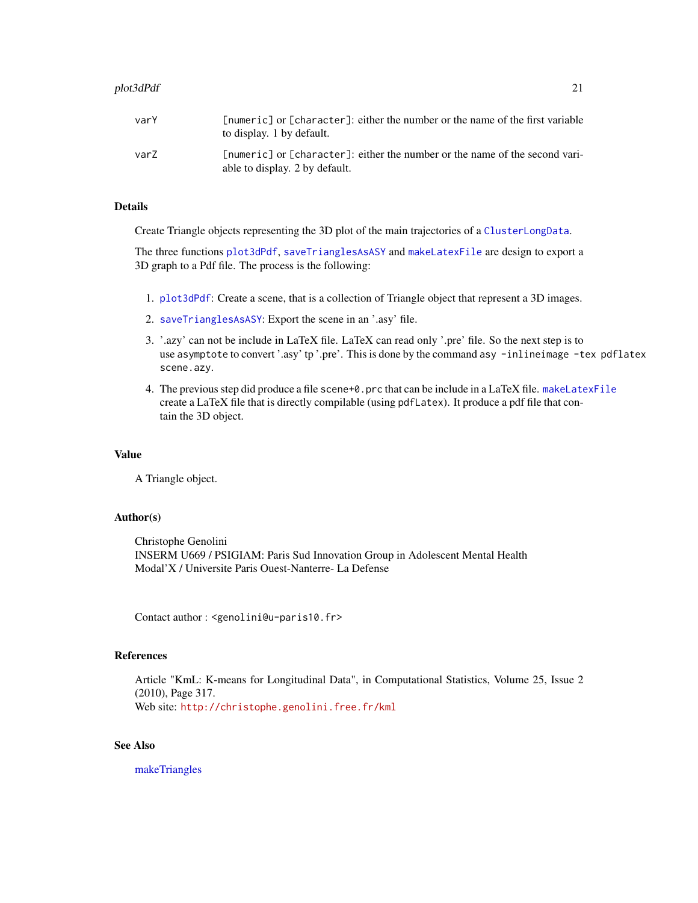| | |
|---|---|
| varY | [numeric] or [character]: either the number or the name of the first variable to display. 1 by default. |
| varZ | [numeric] or [character]: either the number or the name of the second variable to display. 2 by default. |

## Details

Create Triangle objects representing the 3D plot of the main trajectories of a ClusterLongData.

The three functions plot3dPdf, saveTrianglesAsASY and makeLatexFile are design to export a 3D graph to a Pdf file. The process is the following:

1. plot3dPdf: Create a scene, that is a collection of Triangle object that represent a 3D images.
2. saveTrianglesAsASY: Export the scene in an '.asy' file.
3. '.azy' can not be include in LaTeX file. LaTeX can read only '.pre' file. So the next step is to use asymptote to convert '.asy' tp '.pre'. This is done by the command `asy -inlineimage -tex pdflatex scene.azy`.
4. The previous step did produce a file `scene+0.prc` that can be include in a LaTeX file. makeLatexFile create a LaTeX file that is directly compilable (using `pdfLatex`). It produce a pdf file that contain the 3D object.

## Value

A Triangle object.

## Author(s)

Christophe Genolini
INSERM U669 / PSIGIAM: Paris Sud Innovation Group in Adolescent Mental Health
Modal'X / Universite Paris Ouest-Nanterre- La Defense

Contact author : <genolini@u-paris10.fr>

## References

Article "KmL: K-means for Longitudinal Data", in Computational Statistics, Volume 25, Issue 2 (2010), Page 317.
Web site: http://christophe.genolini.free.fr/kml

## See Also

makeTriangles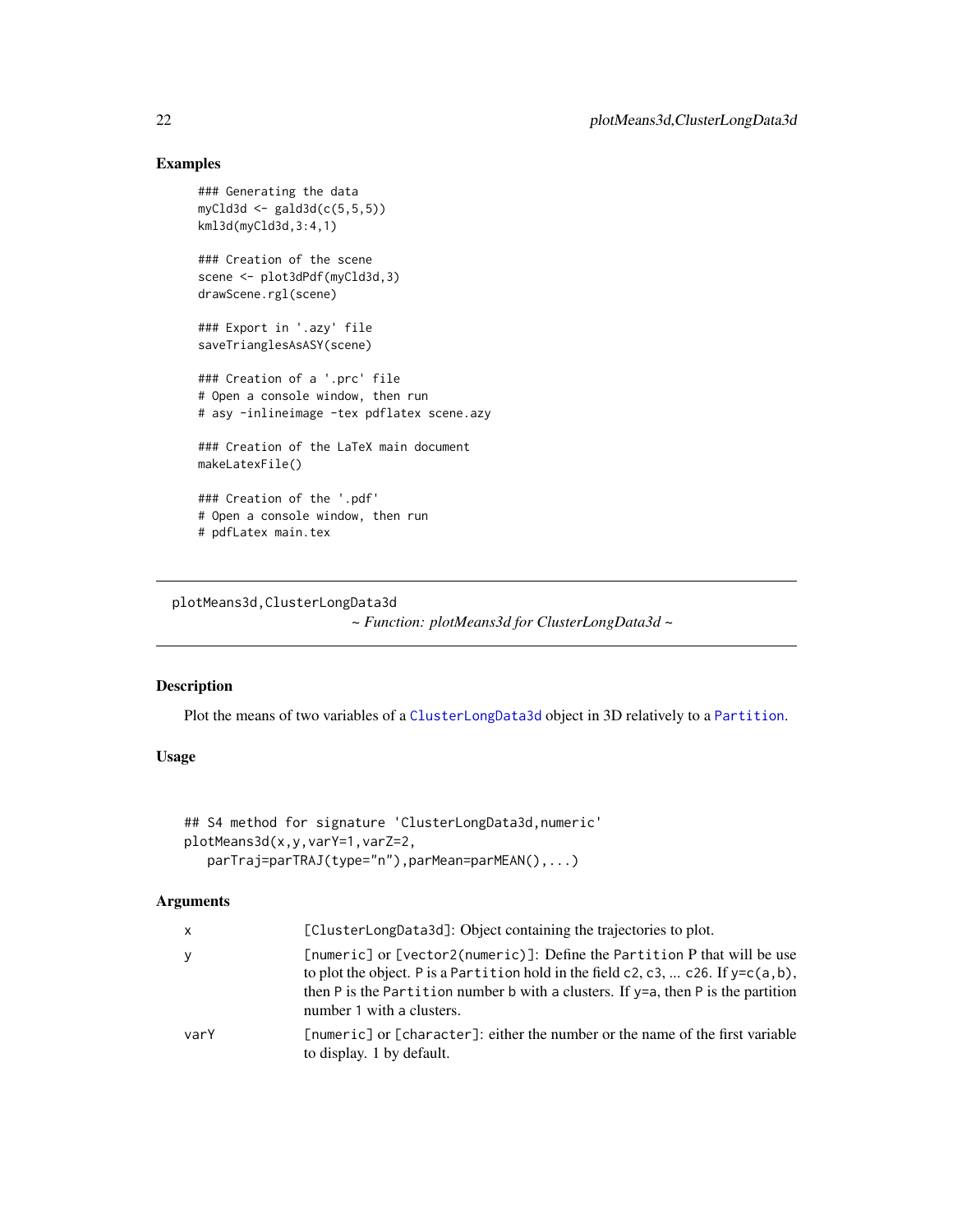## Examples

```
### Generating the data
myCld3d <- gald3d(c(5,5,5))
kml3d(myCld3d,3:4,1)

### Creation of the scene
scene <- plot3dPdf(myCld3d,3)
drawScene.rgl(scene)

### Export in '.azy' file
saveTrianglesAsASY(scene)

### Creation of a '.prc' file
# Open a console window, then run
# asy -inlineimage -tex pdflatex scene.azy

### Creation of the LaTeX main document
makeLatexFile()

### Creation of the '.pdf'
# Open a console window, then run
# pdfLatex main.tex
```

---

# plotMeans3d,ClusterLongData3d

*~ Function: plotMeans3d for ClusterLongData3d ~*

---

## Description

Plot the means of two variables of a ClusterLongData3d object in 3D relatively to a Partition.

## Usage

```
## S4 method for signature 'ClusterLongData3d,numeric'
plotMeans3d(x,y,varY=1,varZ=2,
   parTraj=parTRAJ(type="n"),parMean=parMEAN(),...)
```

## Arguments

| | |
|---|---|
| x | [ClusterLongData3d]: Object containing the trajectories to plot. |
| y | [numeric] or [vector2(numeric)]: Define the Partition P that will be use to plot the object. P is a Partition hold in the field c2, c3, ... c26. If y=c(a,b), then P is the Partition number b with a clusters. If y=a, then P is the partition number 1 with a clusters. |
| varY | [numeric] or [character]: either the number or the name of the first variable to display. 1 by default. |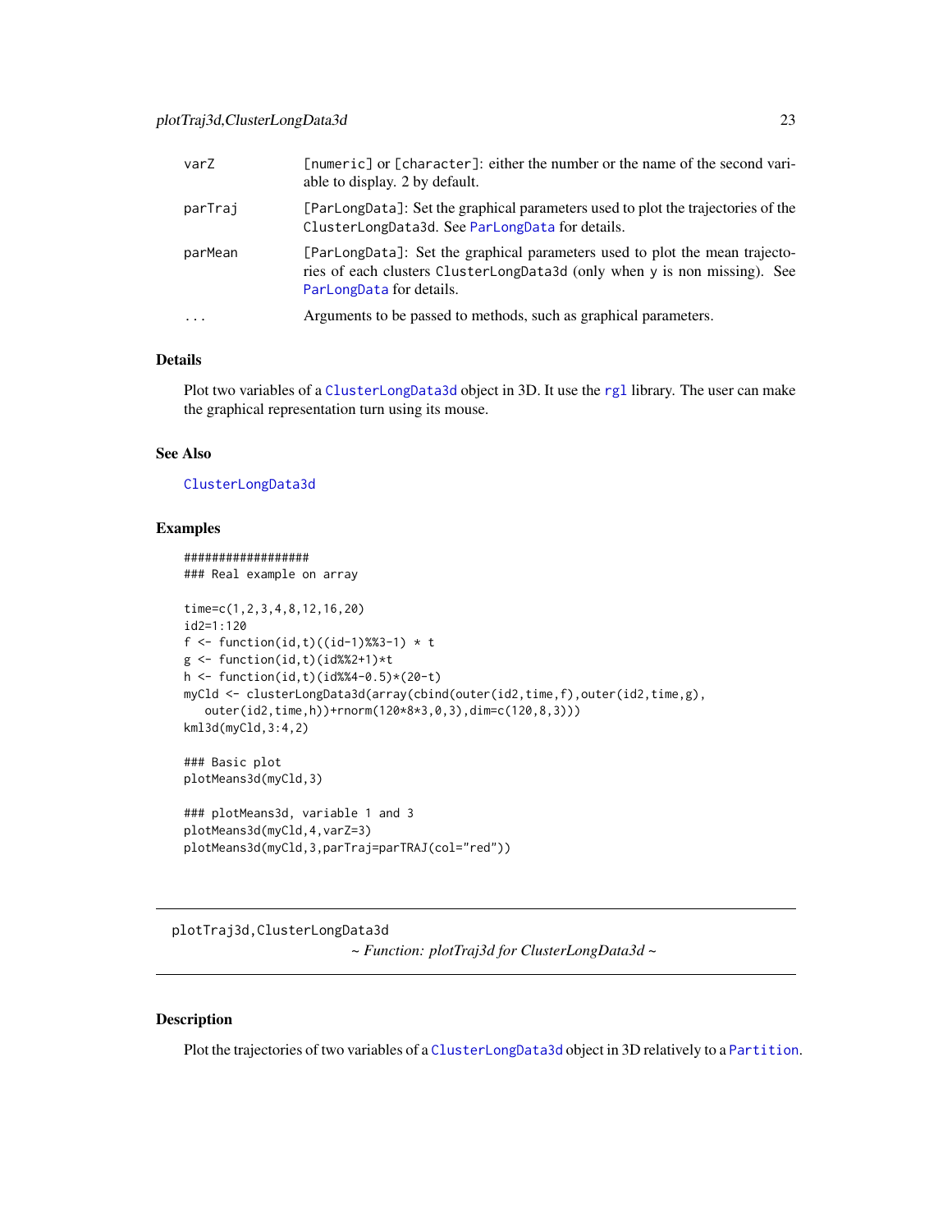| | |
|---|---|
| varZ | [numeric] or [character]: either the number or the name of the second variable to display. 2 by default. |
| parTraj | [ParLongData]: Set the graphical parameters used to plot the trajectories of the ClusterLongData3d. See ParLongData for details. |
| parMean | [ParLongData]: Set the graphical parameters used to plot the mean trajectories of each clusters ClusterLongData3d (only when y is non missing). See ParLongData for details. |
| ... | Arguments to be passed to methods, such as graphical parameters. |

## Details

Plot two variables of a ClusterLongData3d object in 3D. It use the rgl library. The user can make the graphical representation turn using its mouse.

## See Also

ClusterLongData3d

## Examples

```
##################
### Real example on array

time=c(1,2,3,4,8,12,16,20)
id2=1:120
f <- function(id,t)((id-1)%%3-1) * t
g <- function(id,t)(id%%2+1)*t
h <- function(id,t)(id%%4-0.5)*(20-t)
myCld <- clusterLongData3d(array(cbind(outer(id2,time,f),outer(id2,time,g),
   outer(id2,time,h))+rnorm(120*8*3,0,3),dim=c(120,8,3)))
kml3d(myCld,3:4,2)

### Basic plot
plotMeans3d(myCld,3)

### plotMeans3d, variable 1 and 3
plotMeans3d(myCld,4,varZ=3)
plotMeans3d(myCld,3,parTraj=parTRAJ(col="red"))
```

---

# plotTraj3d,ClusterLongData3d

*~ Function: plotTraj3d for ClusterLongData3d ~*

---

## Description

Plot the trajectories of two variables of a ClusterLongData3d object in 3D relatively to a Partition.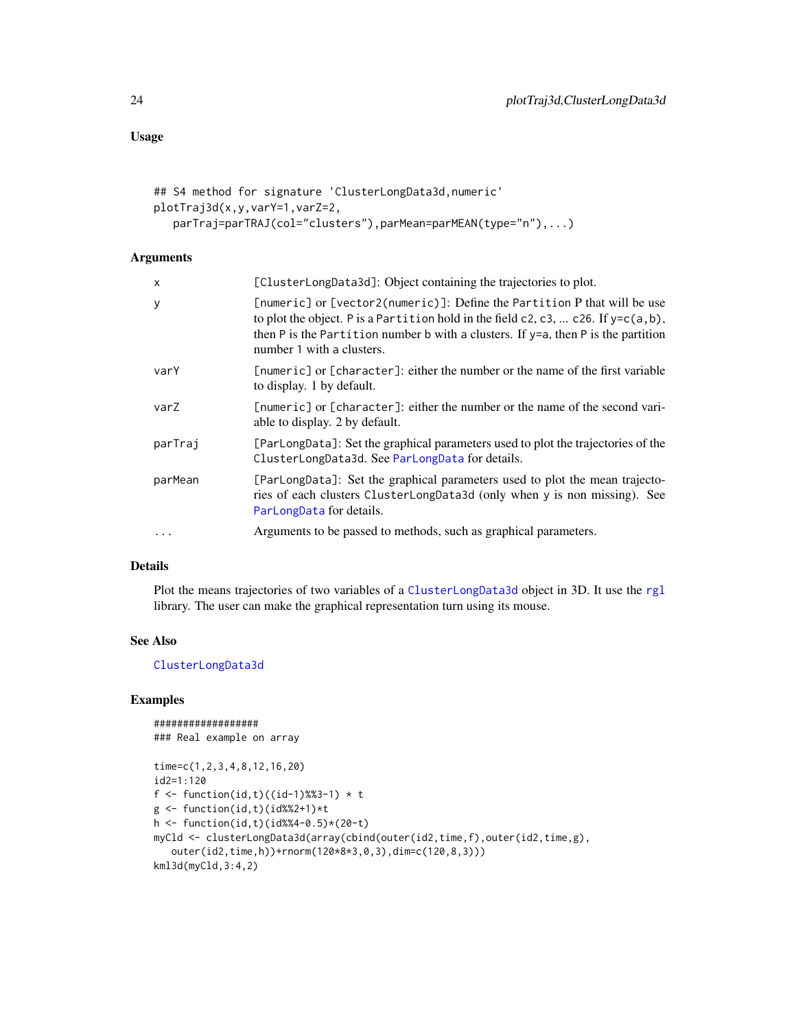### Usage

```
## S4 method for signature 'ClusterLongData3d,numeric'
plotTraj3d(x,y,varY=1,varZ=2,
   parTraj=parTRAJ(col="clusters"),parMean=parMEAN(type="n"),...)
```

### Arguments

| | |
|---|---|
| x | [ClusterLongData3d]: Object containing the trajectories to plot. |
| y | [numeric] or [vector2(numeric)]: Define the Partition P that will be use to plot the object. P is a Partition hold in the field c2, c3, ... c26. If y=c(a,b), then P is the Partition number b with a clusters. If y=a, then P is the partition number 1 with a clusters. |
| varY | [numeric] or [character]: either the number or the name of the first variable to display. 1 by default. |
| varZ | [numeric] or [character]: either the number or the name of the second variable to display. 2 by default. |
| parTraj | [ParLongData]: Set the graphical parameters used to plot the trajectories of the ClusterLongData3d. See ParLongData for details. |
| parMean | [ParLongData]: Set the graphical parameters used to plot the mean trajectories of each clusters ClusterLongData3d (only when y is non missing). See ParLongData for details. |
| ... | Arguments to be passed to methods, such as graphical parameters. |

### Details

Plot the means trajectories of two variables of a ClusterLongData3d object in 3D. It use the rgl library. The user can make the graphical representation turn using its mouse.

### See Also

ClusterLongData3d

### Examples

```
##################
### Real example on array

time=c(1,2,3,4,8,12,16,20)
id2=1:120
f <- function(id,t)((id-1)%%3-1) * t
g <- function(id,t)(id%%2+1)*t
h <- function(id,t)(id%%4-0.5)*(20-t)
myCld <- clusterLongData3d(array(cbind(outer(id2,time,f),outer(id2,time,g),
   outer(id2,time,h))+rnorm(120*8*3,0,3),dim=c(120,8,3)))
kml3d(myCld,3:4,2)
```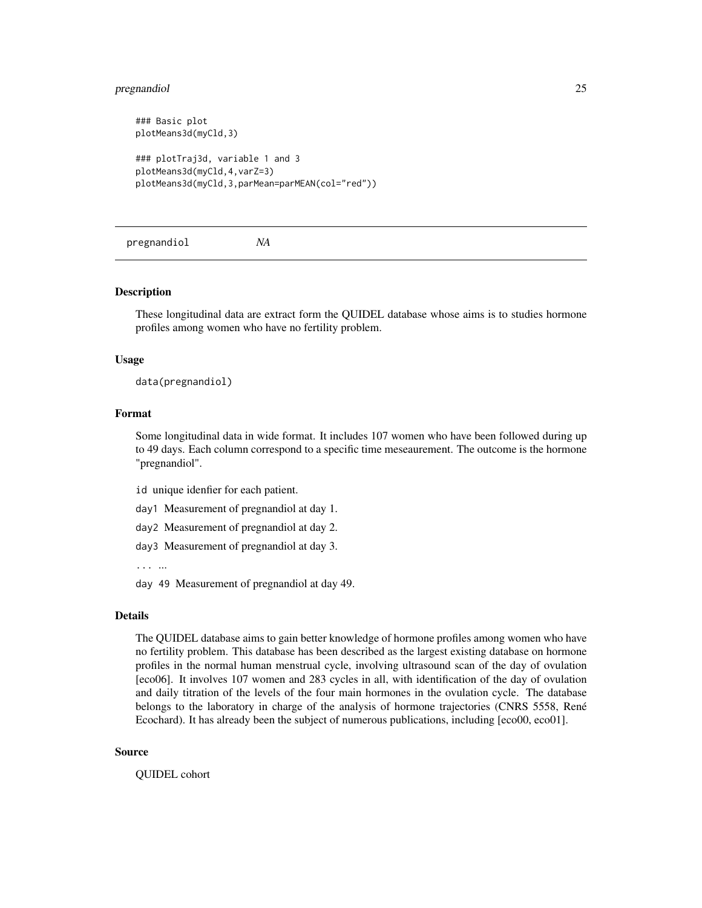```
### Basic plot
plotMeans3d(myCld,3)

### plotTraj3d, variable 1 and 3
plotMeans3d(myCld,4,varZ=3)
plotMeans3d(myCld,3,parMean=parMEAN(col="red"))
```

---

pregnandiol *NA*

---

## Description

These longitudinal data are extract form the QUIDEL database whose aims is to studies hormone profiles among women who have no fertility problem.

## Usage

```
data(pregnandiol)
```

## Format

Some longitudinal data in wide format. It includes 107 women who have been followed during up to 49 days. Each column correspond to a specific time meseaurement. The outcome is the hormone "pregnandiol".

`id` unique idenfier for each patient.

`day1` Measurement of pregnandiol at day 1.

`day2` Measurement of pregnandiol at day 2.

`day3` Measurement of pregnandiol at day 3.

`...` ...

`day 49` Measurement of pregnandiol at day 49.

## Details

The QUIDEL database aims to gain better knowledge of hormone profiles among women who have no fertility problem. This database has been described as the largest existing database on hormone profiles in the normal human menstrual cycle, involving ultrasound scan of the day of ovulation [eco06]. It involves 107 women and 283 cycles in all, with identification of the day of ovulation and daily titration of the levels of the four main hormones in the ovulation cycle. The database belongs to the laboratory in charge of the analysis of hormone trajectories (CNRS 5558, René Ecochard). It has already been the subject of numerous publications, including [eco00, eco01].

## Source

QUIDEL cohort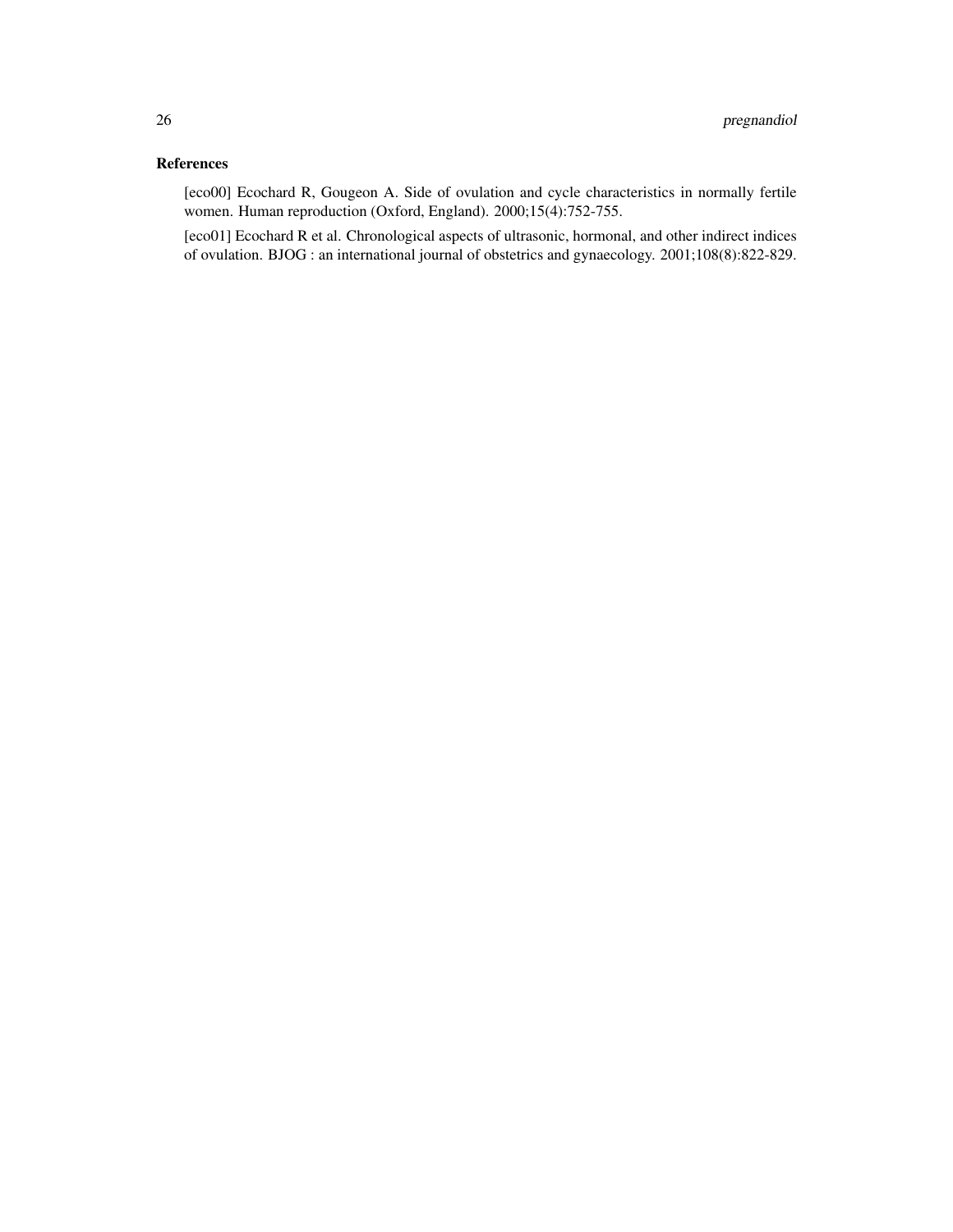## References

[eco00] Ecochard R, Gougeon A. Side of ovulation and cycle characteristics in normally fertile women. Human reproduction (Oxford, England). 2000;15(4):752-755.

[eco01] Ecochard R et al. Chronological aspects of ultrasonic, hormonal, and other indirect indices of ovulation. BJOG : an international journal of obstetrics and gynaecology. 2001;108(8):822-829.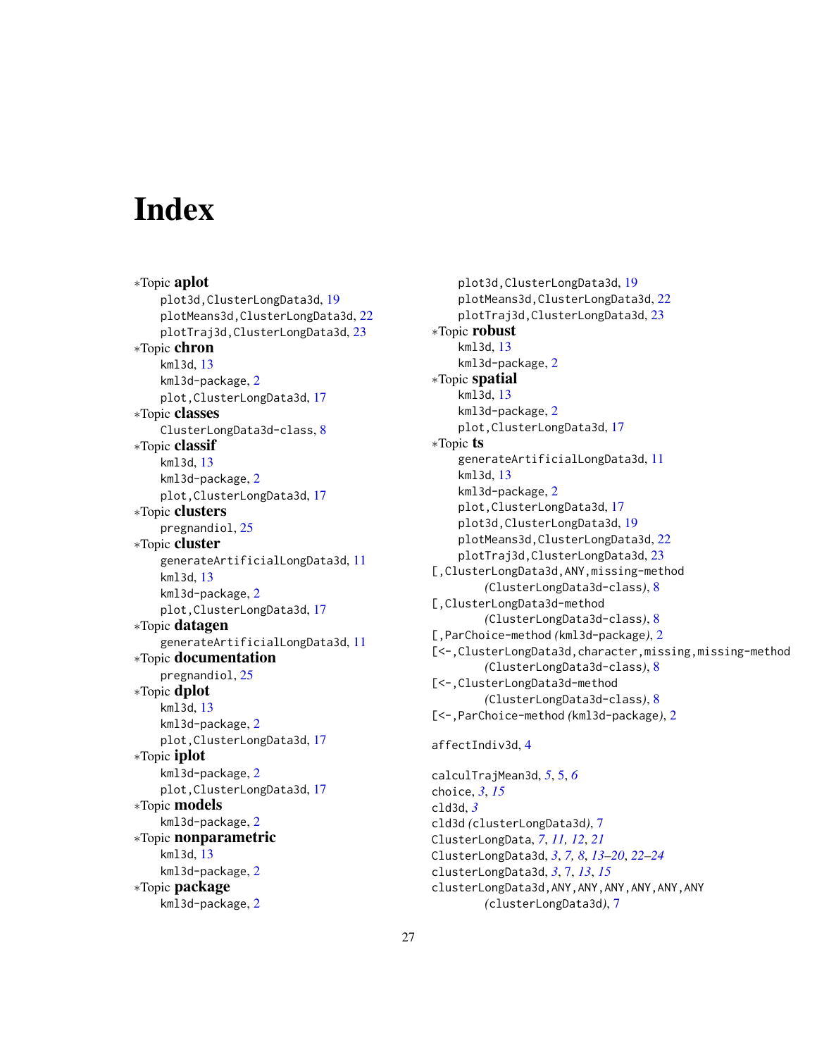# Index

*Topic **aplot**
  plot3d,ClusterLongData3d, 19
  plotMeans3d,ClusterLongData3d, 22
  plotTraj3d,ClusterLongData3d, 23
*Topic **chron**
  kml3d, 13
  kml3d-package, 2
  plot,ClusterLongData3d, 17
*Topic **classes**
  ClusterLongData3d-class, 8
*Topic **classif**
  kml3d, 13
  kml3d-package, 2
  plot,ClusterLongData3d, 17
*Topic **clusters**
  pregnandiol, 25
*Topic **cluster**
  generateArtificialLongData3d, 11
  kml3d, 13
  kml3d-package, 2
  plot,ClusterLongData3d, 17
*Topic **datagen**
  generateArtificialLongData3d, 11
*Topic **documentation**
  pregnandiol, 25
*Topic **dplot**
  kml3d, 13
  kml3d-package, 2
  plot,ClusterLongData3d, 17
*Topic **iplot**
  kml3d-package, 2
  plot,ClusterLongData3d, 17
*Topic **models**
  kml3d-package, 2
*Topic **nonparametric**
  kml3d, 13
  kml3d-package, 2
*Topic **package**
  kml3d-package, 2
  plot3d,ClusterLongData3d, 19
  plotMeans3d,ClusterLongData3d, 22
  plotTraj3d,ClusterLongData3d, 23
*Topic **robust**
  kml3d, 13
  kml3d-package, 2
*Topic **spatial**
  kml3d, 13
  kml3d-package, 2
  plot,ClusterLongData3d, 17
*Topic **ts**
  generateArtificialLongData3d, 11
  kml3d, 13
  kml3d-package, 2
  plot,ClusterLongData3d, 17
  plot3d,ClusterLongData3d, 19
  plotMeans3d,ClusterLongData3d, 22
  plotTraj3d,ClusterLongData3d, 23

[,ClusterLongData3d,ANY,missing-method *(ClusterLongData3d-class)*, 8
[,ClusterLongData3d-method *(ClusterLongData3d-class)*, 8
[,ParChoice-method *(kml3d-package)*, 2
[<-,ClusterLongData3d,character,missing,missing-method *(ClusterLongData3d-class)*, 8
[<-,ClusterLongData3d-method *(ClusterLongData3d-class)*, 8
[<-,ParChoice-method *(kml3d-package)*, 2

affectIndiv3d, 4

calculTrajMean3d, *5*, 5, *6*
choice, *3*, *15*
cld3d, *3*
cld3d *(clusterLongData3d)*, 7
ClusterLongData, *7*, *11, 12*, *21*
ClusterLongData3d, *3*, *7, 8*, *13–20*, *22–24*
clusterLongData3d, *3*, 7, *13*, *15*
clusterLongData3d,ANY,ANY,ANY,ANY,ANY,ANY *(clusterLongData3d)*, 7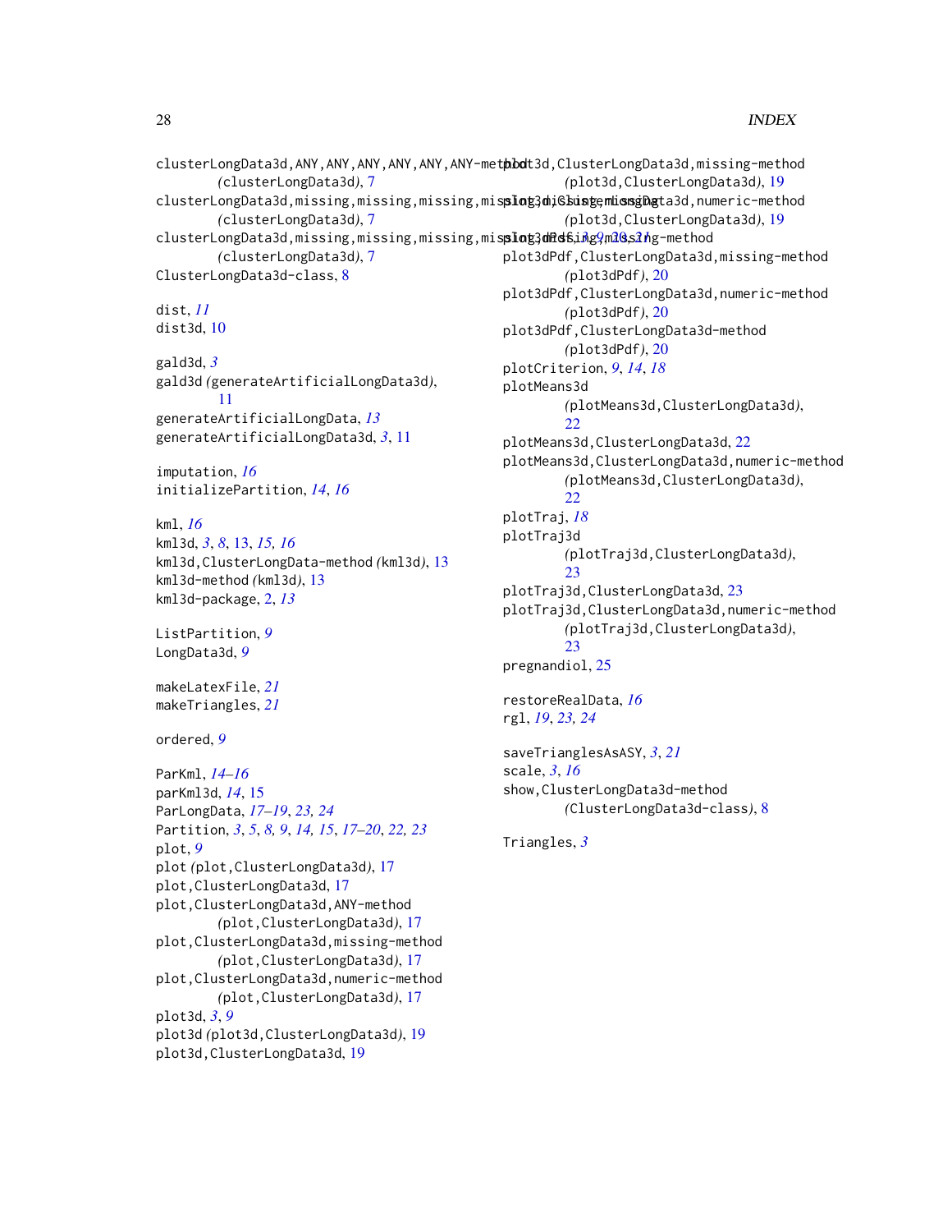clusterLongData3d,ANY,ANY,ANY,ANY,ANY,ANY-method
        (clusterLongData3d), 7
clusterLongData3d,missing,missing,missing,missing,missing,missing
        (clusterLongData3d), 7
clusterLongData3d,missing,missing,missing,missing,missing,missing-method
        (clusterLongData3d), 7
ClusterLongData3d-class, 8

dist, *11*
dist3d, 10

gald3d, *3*
gald3d (generateArtificialLongData3d),
        11
generateArtificialLongData, *13*
generateArtificialLongData3d, *3*, 11

imputation, *16*
initializePartition, *14*, *16*

kml, *16*
kml3d, *3*, *8*, 13, *15, 16*
kml3d,ClusterLongData-method (kml3d), 13
kml3d-method (kml3d), 13
kml3d-package, 2, *13*

ListPartition, *9*
LongData3d, *9*

makeLatexFile, *21*
makeTriangles, *21*

ordered, *9*

ParKml, *14–16*
parKml3d, *14*, 15
ParLongData, *17–19*, *23, 24*
Partition, *3*, *5*, *8, 9*, *14, 15*, *17–20*, *22, 23*
plot, *9*
plot (plot,ClusterLongData3d), 17
plot,ClusterLongData3d, 17
plot,ClusterLongData3d,ANY-method
        (plot,ClusterLongData3d), 17
plot,ClusterLongData3d,missing-method
        (plot,ClusterLongData3d), 17
plot,ClusterLongData3d,numeric-method
        (plot,ClusterLongData3d), 17
plot3d, *3*, *9*
plot3d (plot3d,ClusterLongData3d), 19
plot3d,ClusterLongData3d, 19
plot3d,ClusterLongData3d,missing-method
        (plot3d,ClusterLongData3d), 19
plot3d,ClusterLongData3d,numeric-method
        (plot3d,ClusterLongData3d), 19
plot3dPdf, *3*, *9*, *20*, *21*
plot3dPdf,ClusterLongData3d,missing-method
        (plot3dPdf), 20
plot3dPdf,ClusterLongData3d,numeric-method
        (plot3dPdf), 20
plot3dPdf,ClusterLongData3d-method
        (plot3dPdf), 20
plotCriterion, *9*, *14*, *18*
plotMeans3d
        (plotMeans3d,ClusterLongData3d),
        22
plotMeans3d,ClusterLongData3d, 22
plotMeans3d,ClusterLongData3d,numeric-method
        (plotMeans3d,ClusterLongData3d),
        22
plotTraj, *18*
plotTraj3d
        (plotTraj3d,ClusterLongData3d),
        23
plotTraj3d,ClusterLongData3d, 23
plotTraj3d,ClusterLongData3d,numeric-method
        (plotTraj3d,ClusterLongData3d),
        23
pregnandiol, 25

restoreRealData, *16*
rgl, *19*, *23, 24*

saveTrianglesAsASY, *3*, *21*
scale, *3*, *16*
show,ClusterLongData3d-method
        (ClusterLongData3d-class), 8

Triangles, *3*